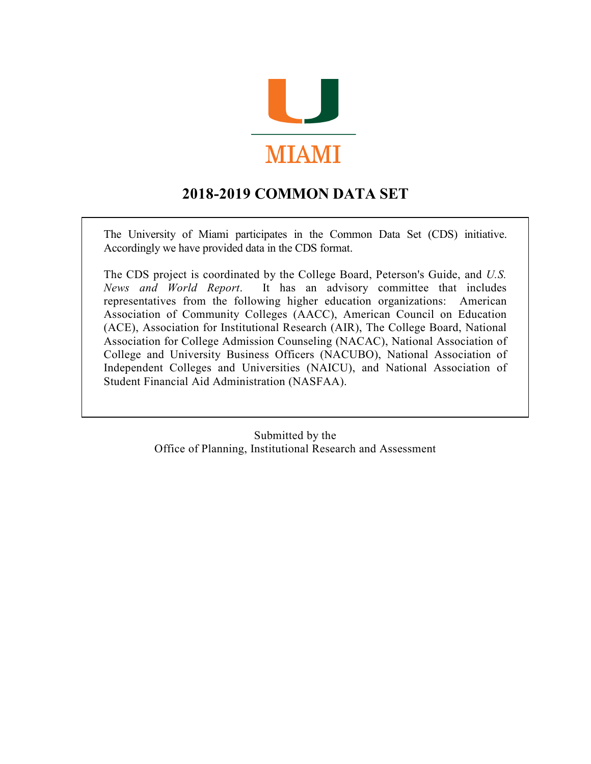MIAMI

# 2018-2019 COMMON DATA SET

The University of Miami participates in the Common Data Set (CDS) initiative. Accordingly we have provided data in the CDS format.

The CDS project is coordinated by the College Board, Peterson's Guide, and *U.S. News and World Report*. It has an advisory committee that includes representatives from the following higher education organizations: American Association of Community Colleges (AACC), American Council on Education (ACE), Association for Institutional Research (AIR), The College Board, National Association for College Admission Counseling (NACAC), National Association of College and University Business Officers (NACUBO), National Association of Independent Colleges and Universities (NAICU), and National Association of Student Financial Aid Administration (NASFAA).

Submitted by the
Office of Planning, Institutional Research and Assessment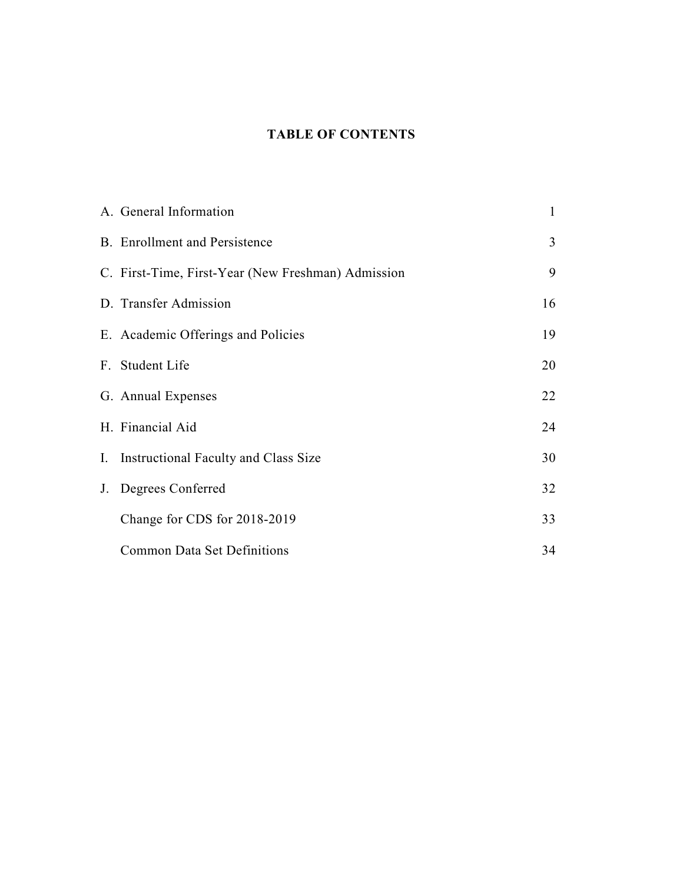# TABLE OF CONTENTS

| | |
|---|---|
| A. General Information | 1 |
| B. Enrollment and Persistence | 3 |
| C. First-Time, First-Year (New Freshman) Admission | 9 |
| D. Transfer Admission | 16 |
| E. Academic Offerings and Policies | 19 |
| F. Student Life | 20 |
| G. Annual Expenses | 22 |
| H. Financial Aid | 24 |
| I. Instructional Faculty and Class Size | 30 |
| J. Degrees Conferred | 32 |
| Change for CDS for 2018-2019 | 33 |
| Common Data Set Definitions | 34 |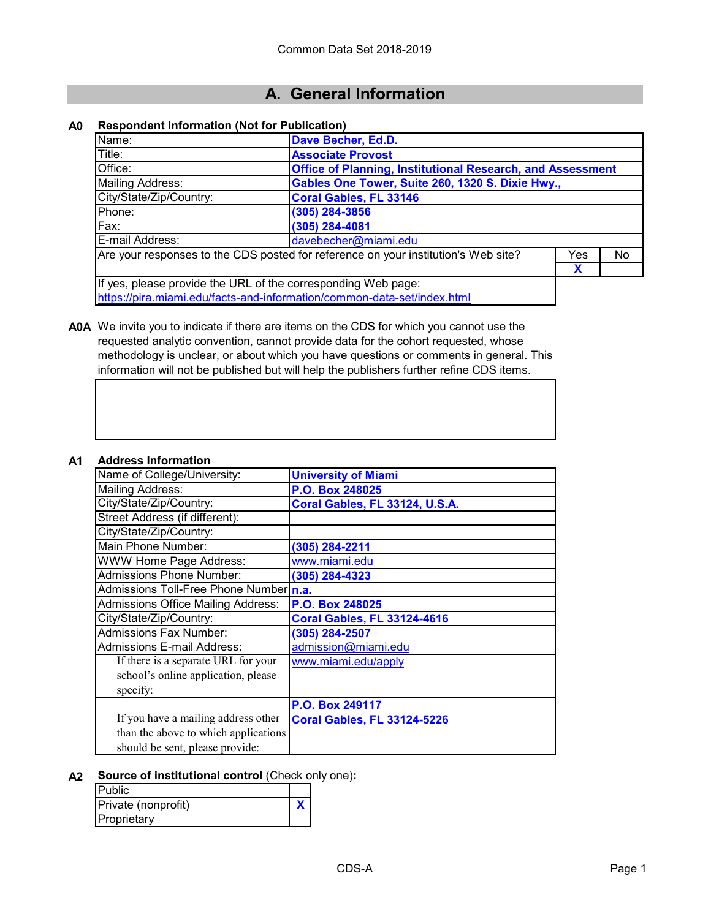Common Data Set 2018-2019

# A. General Information

## A0 Respondent Information (Not for Publication)

| | |
|---|---|
| Name: | Dave Becher, Ed.D. |
| Title: | Associate Provost |
| Office: | Office of Planning, Institutional Research, and Assessment |
| Mailing Address: | Gables One Tower, Suite 260, 1320 S. Dixie Hwy., |
| City/State/Zip/Country: | Coral Gables, FL 33146 |
| Phone: | (305) 284-3856 |
| Fax: | (305) 284-4081 |
| E-mail Address: | davebecher@miami.edu |

| Are your responses to the CDS posted for reference on your institution's Web site? | Yes | No |
|---|---|---|
| | X | |

If yes, please provide the URL of the corresponding Web page:
https://pira.miami.edu/facts-and-information/common-data-set/index.html

**A0A** We invite you to indicate if there are items on the CDS for which you cannot use the requested analytic convention, cannot provide data for the cohort requested, whose methodology is unclear, or about which you have questions or comments in general. This information will not be published but will help the publishers further refine CDS items.

## A1 Address Information

| | |
|---|---|
| Name of College/University: | University of Miami |
| Mailing Address: | P.O. Box 248025 |
| City/State/Zip/Country: | Coral Gables, FL 33124, U.S.A. |
| Street Address (if different): | |
| City/State/Zip/Country: | |
| Main Phone Number: | (305) 284-2211 |
| WWW Home Page Address: | www.miami.edu |
| Admissions Phone Number: | (305) 284-4323 |
| Admissions Toll-Free Phone Number: | n.a. |
| Admissions Office Mailing Address: | P.O. Box 248025 |
| City/State/Zip/Country: | Coral Gables, FL 33124-4616 |
| Admissions Fax Number: | (305) 284-2507 |
| Admissions E-mail Address: | admission@miami.edu |
| If there is a separate URL for your school's online application, please specify: | www.miami.edu/apply |
| If you have a mailing address other than the above to which applications should be sent, please provide: | P.O. Box 249117<br>Coral Gables, FL 33124-5226 |

## A2 Source of institutional control (Check only one):

| | |
|---|---|
| Public | |
| Private (nonprofit) | X |
| Proprietary | |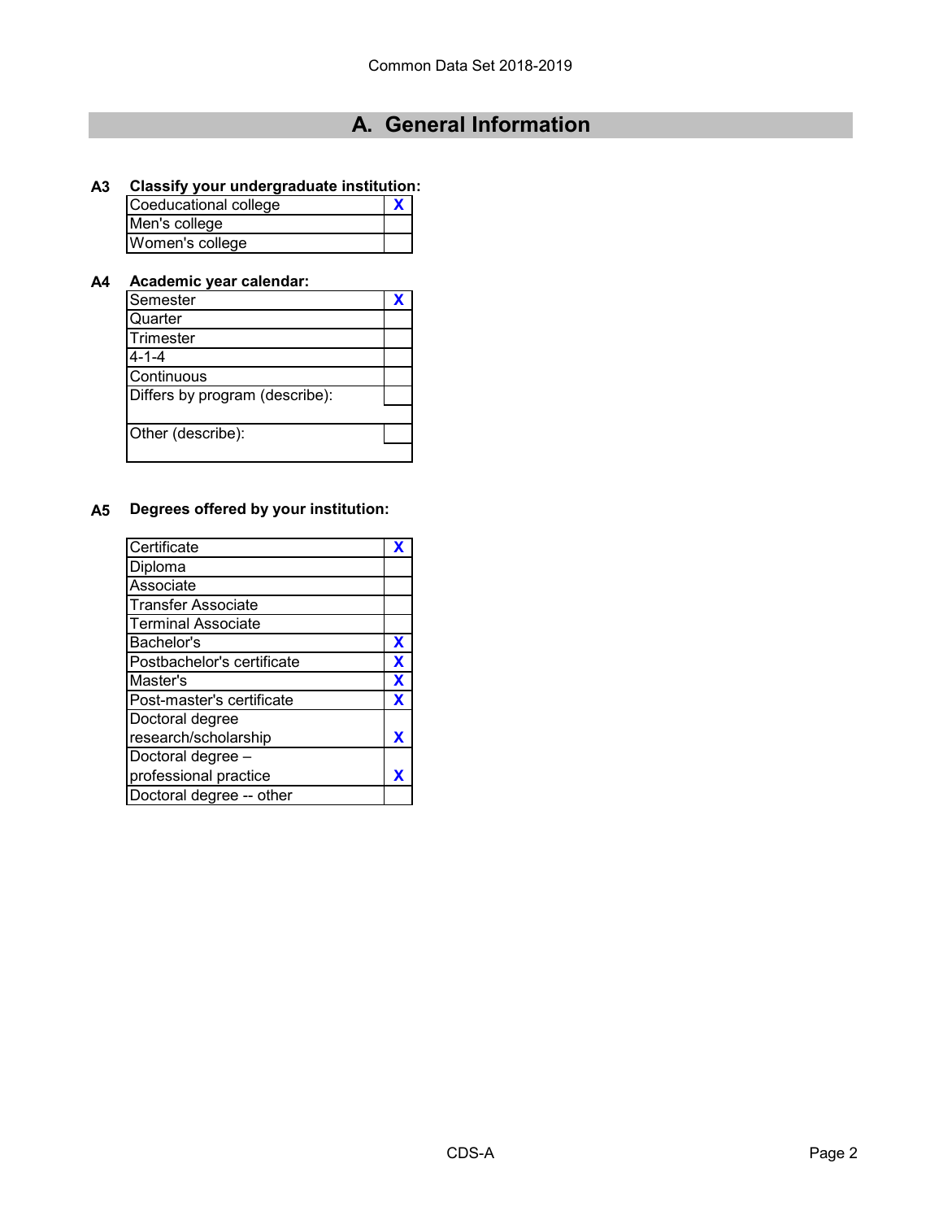## A. General Information

**A3 Classify your undergraduate institution:**

| | |
|---|---|
| Coeducational college | X |
| Men's college | |
| Women's college | |

**A4 Academic year calendar:**

| | |
|---|---|
| Semester | X |
| Quarter | |
| Trimester | |
| 4-1-4 | |
| Continuous | |
| Differs by program (describe): | |
| Other (describe): | |

**A5 Degrees offered by your institution:**

| | |
|---|---|
| Certificate | X |
| Diploma | |
| Associate | |
| Transfer Associate | |
| Terminal Associate | |
| Bachelor's | X |
| Postbachelor's certificate | X |
| Master's | X |
| Post-master's certificate | X |
| Doctoral degree research/scholarship | X |
| Doctoral degree – professional practice | X |
| Doctoral degree -- other | |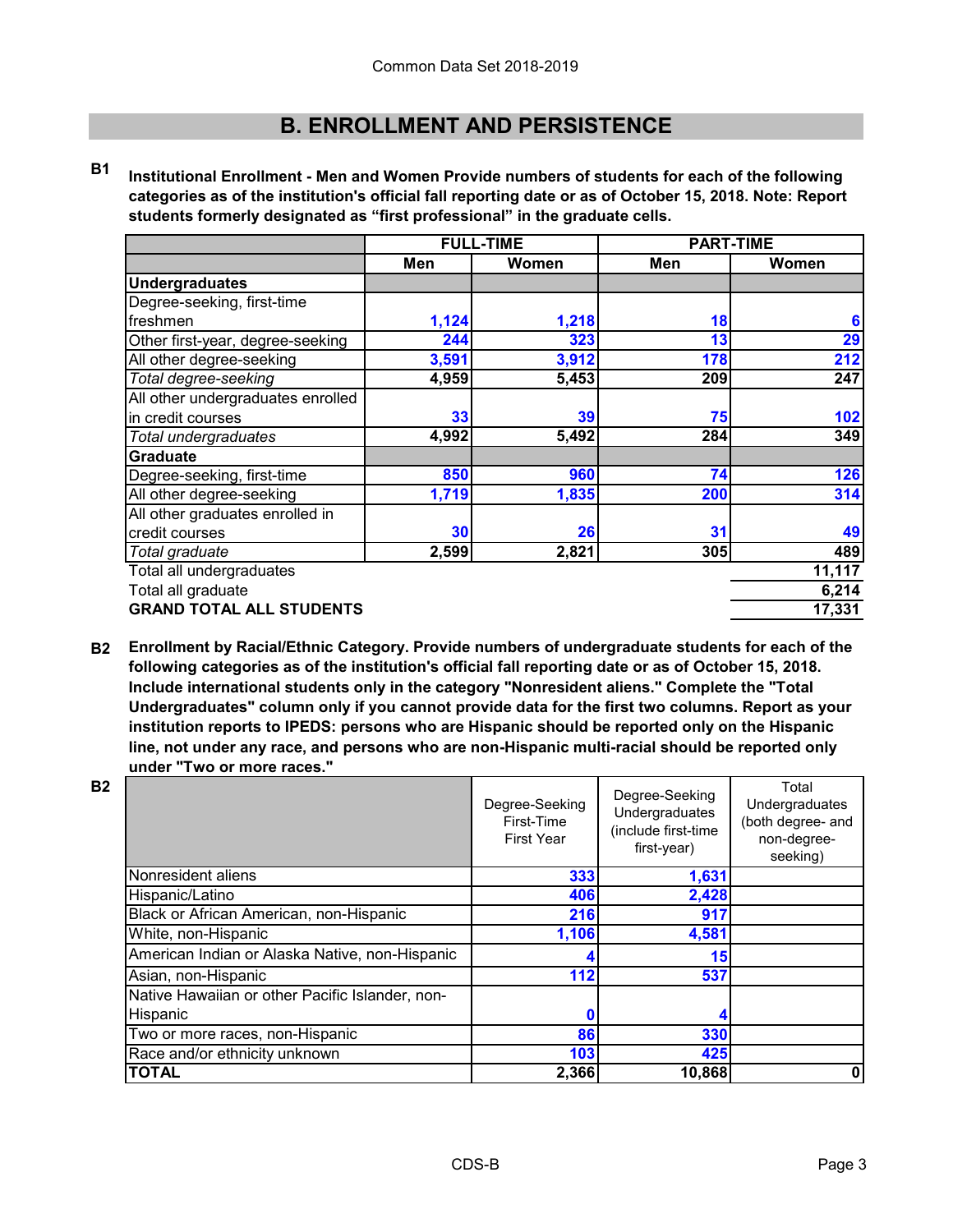# B. ENROLLMENT AND PERSISTENCE

**B1** **Institutional Enrollment - Men and Women Provide numbers of students for each of the following categories as of the institution's official fall reporting date or as of October 15, 2018. Note: Report students formerly designated as "first professional" in the graduate cells.**

| | FULL-TIME | | PART-TIME | |
|---|---|---|---|---|
| | Men | Women | Men | Women |
| **Undergraduates** | | | | |
| Degree-seeking, first-time freshmen | 1,124 | 1,218 | 18 | 6 |
| Other first-year, degree-seeking | 244 | 323 | 13 | 29 |
| All other degree-seeking | 3,591 | 3,912 | 178 | 212 |
| *Total degree-seeking* | 4,959 | 5,453 | 209 | 247 |
| All other undergraduates enrolled in credit courses | 33 | 39 | 75 | 102 |
| *Total undergraduates* | 4,992 | 5,492 | 284 | 349 |
| **Graduate** | | | | |
| Degree-seeking, first-time | 850 | 960 | 74 | 126 |
| All other degree-seeking | 1,719 | 1,835 | 200 | 314 |
| All other graduates enrolled in credit courses | 30 | 26 | 31 | 49 |
| *Total graduate* | 2,599 | 2,821 | 305 | 489 |
| Total all undergraduates | | | | 11,117 |
| Total all graduate | | | | 6,214 |
| **GRAND TOTAL ALL STUDENTS** | | | | 17,331 |

**B2** **Enrollment by Racial/Ethnic Category. Provide numbers of undergraduate students for each of the following categories as of the institution's official fall reporting date or as of October 15, 2018. Include international students only in the category "Nonresident aliens." Complete the "Total Undergraduates" column only if you cannot provide data for the first two columns. Report as your institution reports to IPEDS: persons who are Hispanic should be reported only on the Hispanic line, not under any race, and persons who are non-Hispanic multi-racial should be reported only under "Two or more races."**

**B2**

| | Degree-Seeking First-Time First Year | Degree-Seeking Undergraduates (include first-time first-year) | Total Undergraduates (both degree- and non-degree-seeking) |
|---|---|---|---|
| Nonresident aliens | 333 | 1,631 | |
| Hispanic/Latino | 406 | 2,428 | |
| Black or African American, non-Hispanic | 216 | 917 | |
| White, non-Hispanic | 1,106 | 4,581 | |
| American Indian or Alaska Native, non-Hispanic | 4 | 15 | |
| Asian, non-Hispanic | 112 | 537 | |
| Native Hawaiian or other Pacific Islander, non-Hispanic | 0 | 4 | |
| Two or more races, non-Hispanic | 86 | 330 | |
| Race and/or ethnicity unknown | 103 | 425 | |
| **TOTAL** | 2,366 | 10,868 | 0 |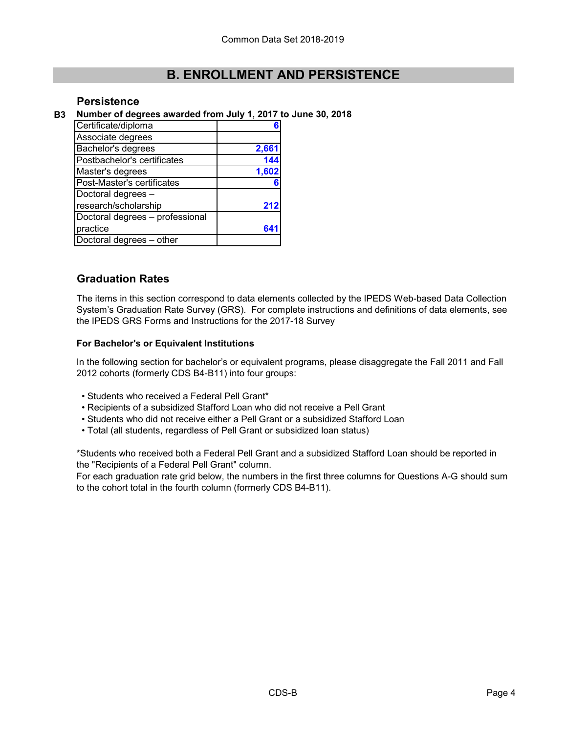Common Data Set 2018-2019

# B. ENROLLMENT AND PERSISTENCE

## Persistence

**B3 Number of degrees awarded from July 1, 2017 to June 30, 2018**

| Degree | Number |
|---|---|
| Certificate/diploma | 6 |
| Associate degrees | |
| Bachelor's degrees | 2,661 |
| Postbachelor's certificates | 144 |
| Master's degrees | 1,602 |
| Post-Master's certificates | 6 |
| Doctoral degrees – research/scholarship | 212 |
| Doctoral degrees – professional practice | 641 |
| Doctoral degrees – other | |

## Graduation Rates

The items in this section correspond to data elements collected by the IPEDS Web-based Data Collection System's Graduation Rate Survey (GRS). For complete instructions and definitions of data elements, see the IPEDS GRS Forms and Instructions for the 2017-18 Survey

**For Bachelor's or Equivalent Institutions**

In the following section for bachelor's or equivalent programs, please disaggregate the Fall 2011 and Fall 2012 cohorts (formerly CDS B4-B11) into four groups:

- Students who received a Federal Pell Grant*
- Recipients of a subsidized Stafford Loan who did not receive a Pell Grant
- Students who did not receive either a Pell Grant or a subsidized Stafford Loan
- Total (all students, regardless of Pell Grant or subsidized loan status)

*Students who received both a Federal Pell Grant and a subsidized Stafford Loan should be reported in the "Recipients of a Federal Pell Grant" column.
For each graduation rate grid below, the numbers in the first three columns for Questions A-G should sum to the cohort total in the fourth column (formerly CDS B4-B11).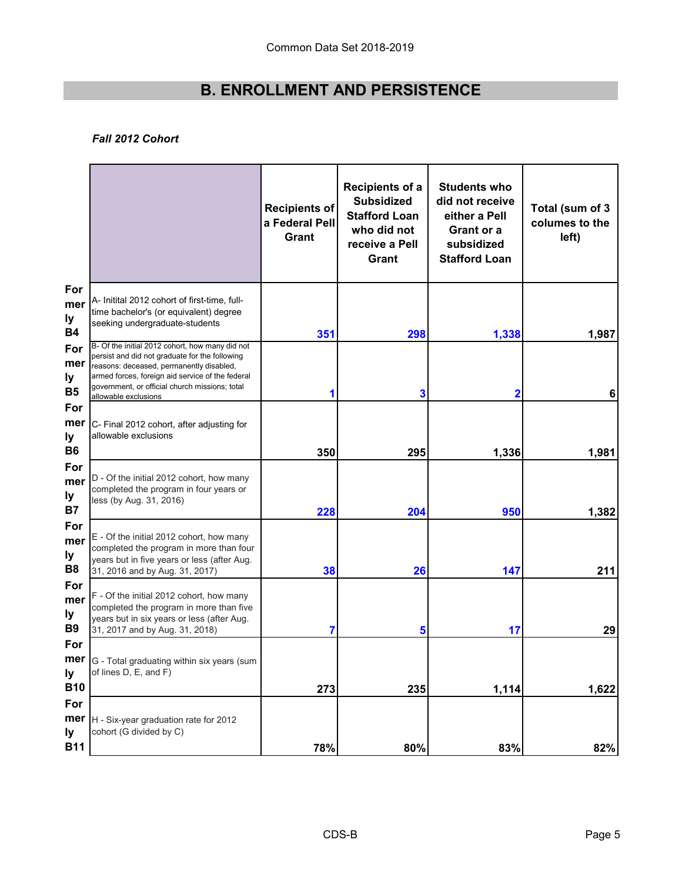# B. ENROLLMENT AND PERSISTENCE

***Fall 2012 Cohort***

| | | Recipients of a Federal Pell Grant | Recipients of a Subsidized Stafford Loan who did not receive a Pell Grant | Students who did not receive either a Pell Grant or a subsidized Stafford Loan | Total (sum of 3 columes to the left) |
|---|---|---|---|---|---|
| Formerly B4 | A- Initital 2012 cohort of first-time, full-time bachelor's (or equivalent) degree seeking undergraduate-students | 351 | 298 | 1,338 | 1,987 |
| Formerly B5 | B- Of the initial 2012 cohort, how many did not persist and did not graduate for the following reasons: deceased, permanently disabled, armed forces, foreign aid service of the federal government, or official church missions; total allowable exclusions | 1 | 3 | 2 | 6 |
| Formerly B6 | C- Final 2012 cohort, after adjusting for allowable exclusions | 350 | 295 | 1,336 | 1,981 |
| Formerly B7 | D - Of the initial 2012 cohort, how many completed the program in four years or less (by Aug. 31, 2016) | 228 | 204 | 950 | 1,382 |
| Formerly B8 | E - Of the initial 2012 cohort, how many completed the program in more than four years but in five years or less (after Aug. 31, 2016 and by Aug. 31, 2017) | 38 | 26 | 147 | 211 |
| Formerly B9 | F - Of the initial 2012 cohort, how many completed the program in more than five years but in six years or less (after Aug. 31, 2017 and by Aug. 31, 2018) | 7 | 5 | 17 | 29 |
| Formerly B10 | G - Total graduating within six years (sum of lines D, E, and F) | 273 | 235 | 1,114 | 1,622 |
| Formerly B11 | H - Six-year graduation rate for 2012 cohort (G divided by C) | 78% | 80% | 83% | 82% |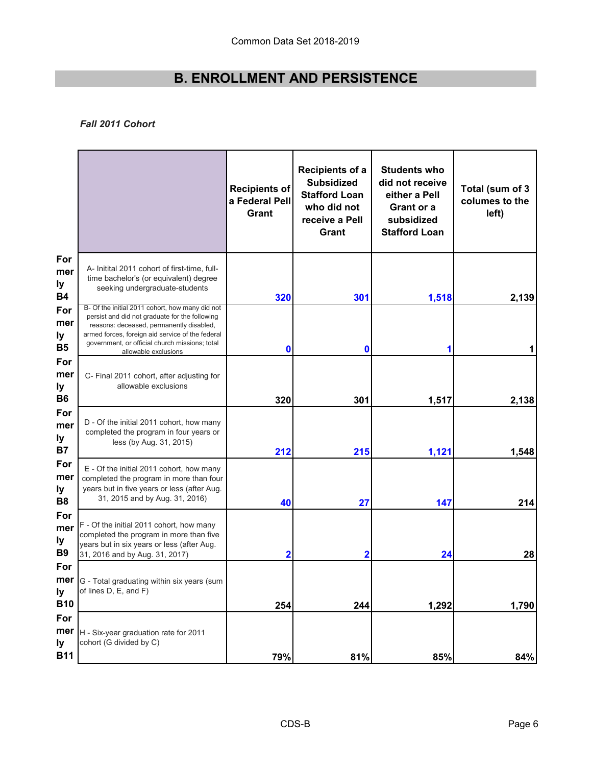# B. ENROLLMENT AND PERSISTENCE

*Fall 2011 Cohort*

| | | Recipients of a Federal Pell Grant | Recipients of a Subsidized Stafford Loan who did not receive a Pell Grant | Students who did not receive either a Pell Grant or a subsidized Stafford Loan | Total (sum of 3 columes to the left) |
|---|---|---|---|---|---|
| Formerly B4 | A- Initital 2011 cohort of first-time, full-time bachelor's (or equivalent) degree seeking undergraduate-students | 320 | 301 | 1,518 | 2,139 |
| Formerly B5 | B- Of the initial 2011 cohort, how many did not persist and did not graduate for the following reasons: deceased, permanently disabled, armed forces, foreign aid service of the federal government, or official church missions; total allowable exclusions | 0 | 0 | 1 | 1 |
| Formerly B6 | C- Final 2011 cohort, after adjusting for allowable exclusions | 320 | 301 | 1,517 | 2,138 |
| Formerly B7 | D - Of the initial 2011 cohort, how many completed the program in four years or less (by Aug. 31, 2015) | 212 | 215 | 1,121 | 1,548 |
| Formerly B8 | E - Of the initial 2011 cohort, how many completed the program in more than four years but in five years or less (after Aug. 31, 2015 and by Aug. 31, 2016) | 40 | 27 | 147 | 214 |
| Formerly B9 | F - Of the initial 2011 cohort, how many completed the program in more than five years but in six years or less (after Aug. 31, 2016 and by Aug. 31, 2017) | 2 | 2 | 24 | 28 |
| Formerly B10 | G - Total graduating within six years (sum of lines D, E, and F) | 254 | 244 | 1,292 | 1,790 |
| Formerly B11 | H - Six-year graduation rate for 2011 cohort (G divided by C) | 79% | 81% | 85% | 84% |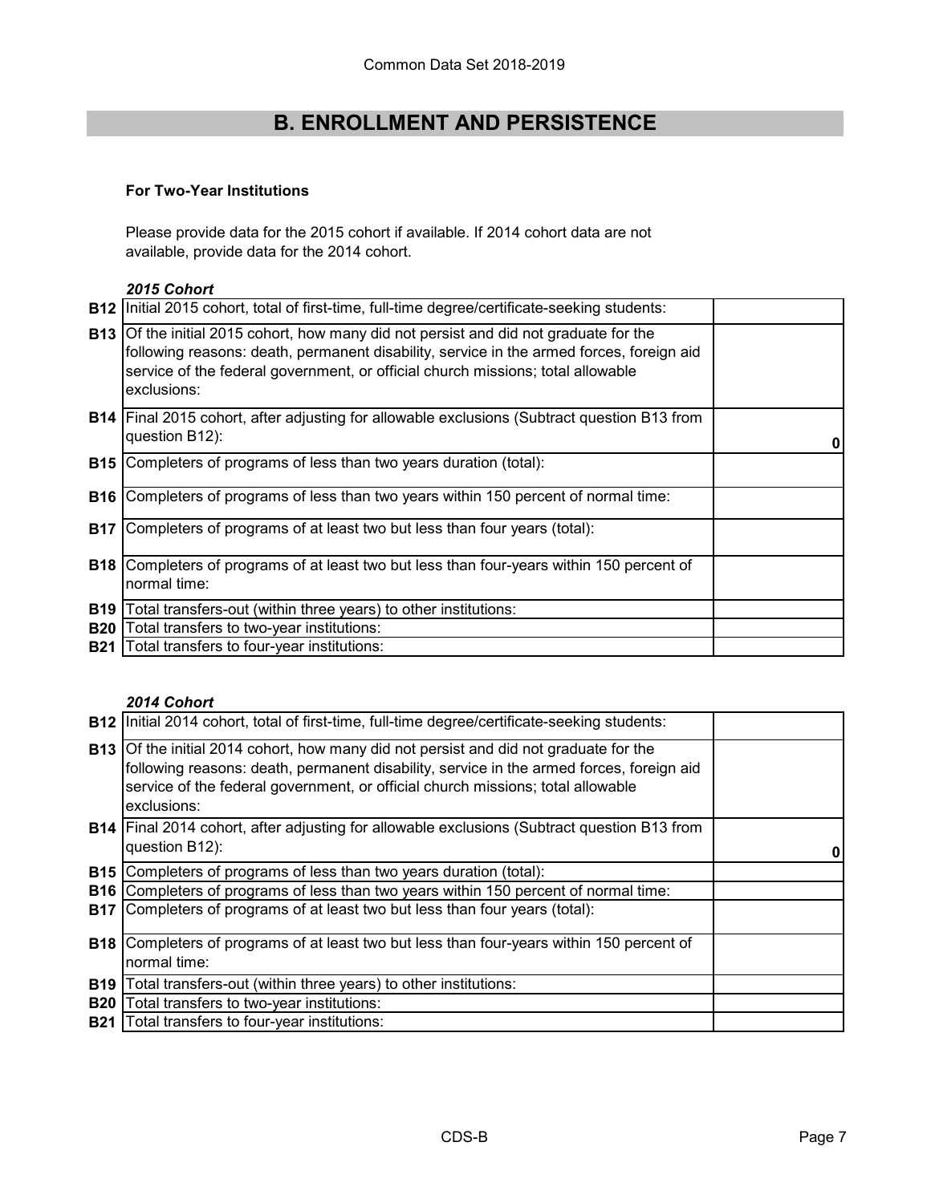## B. ENROLLMENT AND PERSISTENCE

**For Two-Year Institutions**

Please provide data for the 2015 cohort if available. If 2014 cohort data are not available, provide data for the 2014 cohort.

***2015 Cohort***

| | | |
|---|---|---|
| **B12** | Initial 2015 cohort, total of first-time, full-time degree/certificate-seeking students: | |
| **B13** | Of the initial 2015 cohort, how many did not persist and did not graduate for the following reasons: death, permanent disability, service in the armed forces, foreign aid service of the federal government, or official church missions; total allowable exclusions: | |
| **B14** | Final 2015 cohort, after adjusting for allowable exclusions (Subtract question B13 from question B12): | 0 |
| **B15** | Completers of programs of less than two years duration (total): | |
| **B16** | Completers of programs of less than two years within 150 percent of normal time: | |
| **B17** | Completers of programs of at least two but less than four years (total): | |
| **B18** | Completers of programs of at least two but less than four-years within 150 percent of normal time: | |
| **B19** | Total transfers-out (within three years) to other institutions: | |
| **B20** | Total transfers to two-year institutions: | |
| **B21** | Total transfers to four-year institutions: | |

***2014 Cohort***

| | | |
|---|---|---|
| **B12** | Initial 2014 cohort, total of first-time, full-time degree/certificate-seeking students: | |
| **B13** | Of the initial 2014 cohort, how many did not persist and did not graduate for the following reasons: death, permanent disability, service in the armed forces, foreign aid service of the federal government, or official church missions; total allowable exclusions: | |
| **B14** | Final 2014 cohort, after adjusting for allowable exclusions (Subtract question B13 from question B12): | 0 |
| **B15** | Completers of programs of less than two years duration (total): | |
| **B16** | Completers of programs of less than two years within 150 percent of normal time: | |
| **B17** | Completers of programs of at least two but less than four years (total): | |
| **B18** | Completers of programs of at least two but less than four-years within 150 percent of normal time: | |
| **B19** | Total transfers-out (within three years) to other institutions: | |
| **B20** | Total transfers to two-year institutions: | |
| **B21** | Total transfers to four-year institutions: | |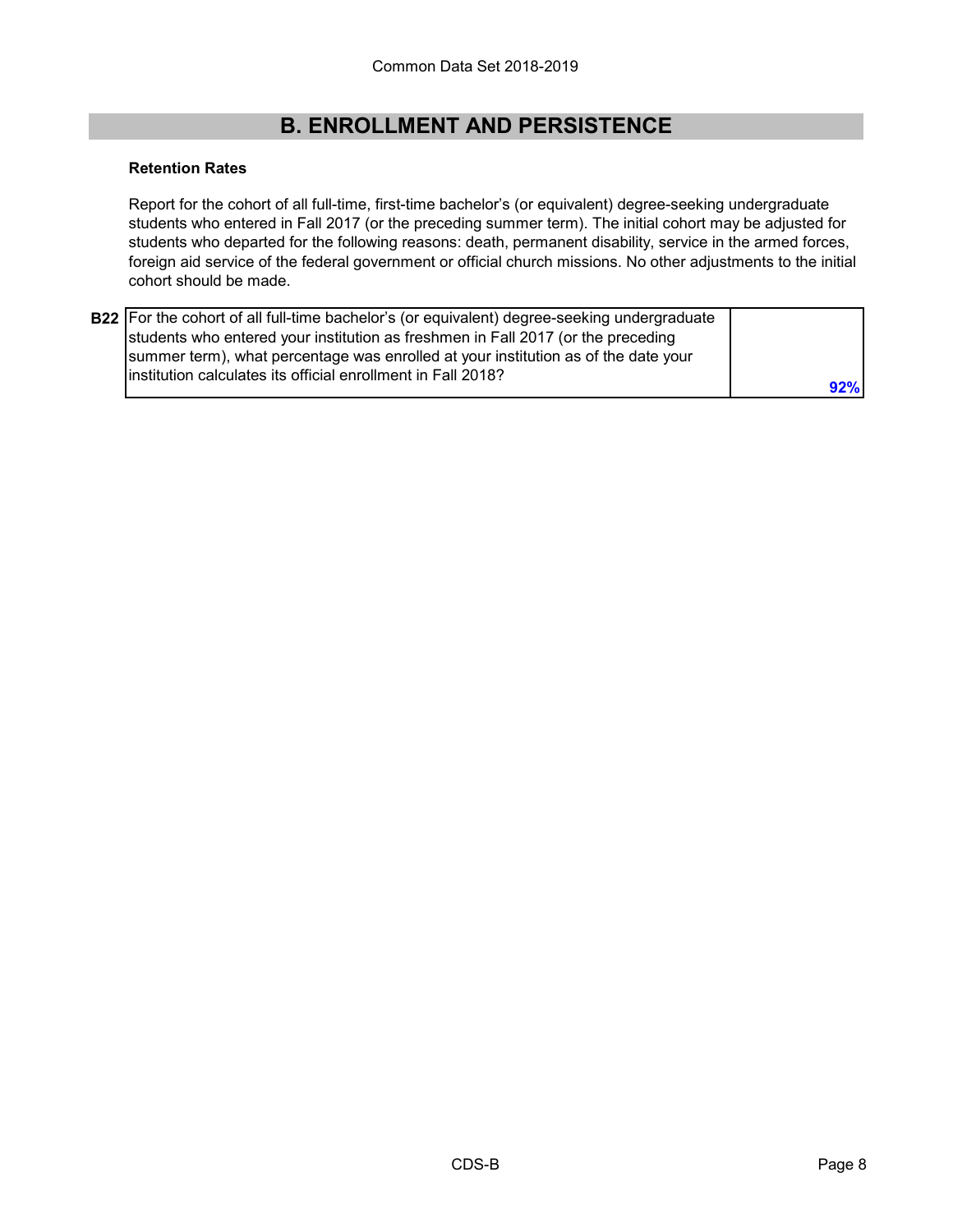## B. ENROLLMENT AND PERSISTENCE

**Retention Rates**

Report for the cohort of all full-time, first-time bachelor's (or equivalent) degree-seeking undergraduate students who entered in Fall 2017 (or the preceding summer term). The initial cohort may be adjusted for students who departed for the following reasons: death, permanent disability, service in the armed forces, foreign aid service of the federal government or official church missions. No other adjustments to the initial cohort should be made.

| | | |
|---|---|---|
| **B22** | For the cohort of all full-time bachelor's (or equivalent) degree-seeking undergraduate students who entered your institution as freshmen in Fall 2017 (or the preceding summer term), what percentage was enrolled at your institution as of the date your institution calculates its official enrollment in Fall 2018? | 92% |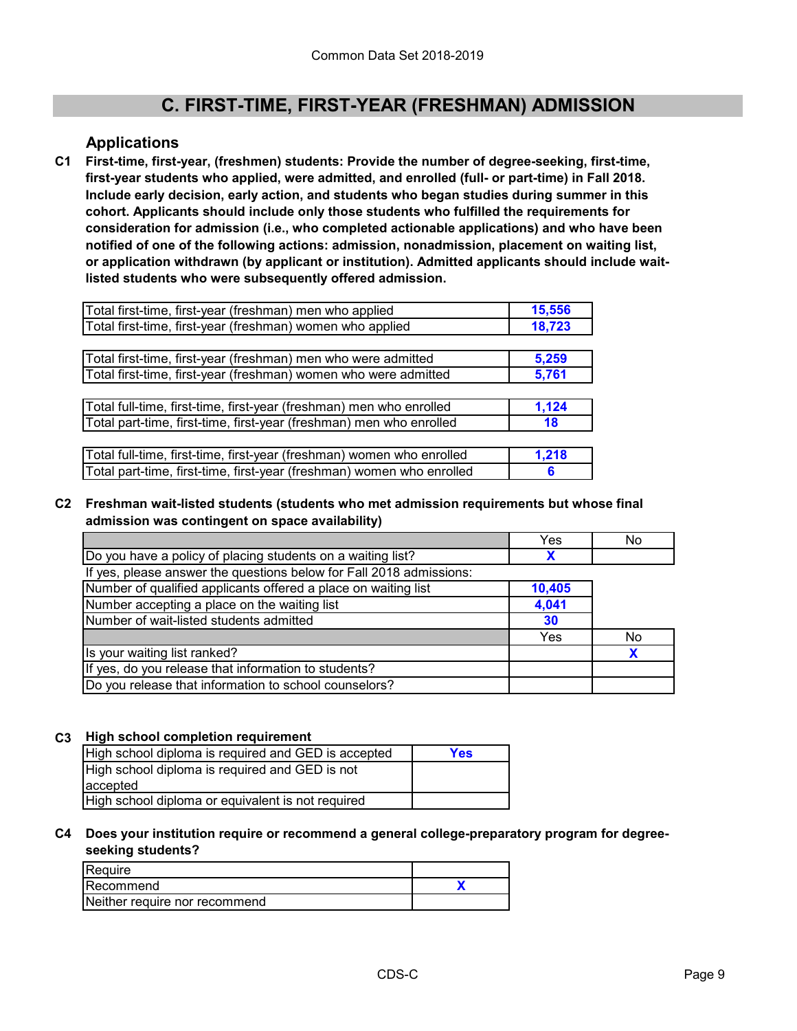# C. FIRST-TIME, FIRST-YEAR (FRESHMAN) ADMISSION

## Applications

**C1 First-time, first-year, (freshmen) students: Provide the number of degree-seeking, first-time, first-year students who applied, were admitted, and enrolled (full- or part-time) in Fall 2018. Include early decision, early action, and students who began studies during summer in this cohort. Applicants should include only those students who fulfilled the requirements for consideration for admission (i.e., who completed actionable applications) and who have been notified of one of the following actions: admission, nonadmission, placement on waiting list, or application withdrawn (by applicant or institution). Admitted applicants should include wait-listed students who were subsequently offered admission.**

| | |
|---|---|
| Total first-time, first-year (freshman) men who applied | 15,556 |
| Total first-time, first-year (freshman) women who applied | 18,723 |

| | |
|---|---|
| Total first-time, first-year (freshman) men who were admitted | 5,259 |
| Total first-time, first-year (freshman) women who were admitted | 5,761 |

| | |
|---|---|
| Total full-time, first-time, first-year (freshman) men who enrolled | 1,124 |
| Total part-time, first-time, first-year (freshman) men who enrolled | 18 |

| | |
|---|---|
| Total full-time, first-time, first-year (freshman) women who enrolled | 1,218 |
| Total part-time, first-time, first-year (freshman) women who enrolled | 6 |

**C2 Freshman wait-listed students (students who met admission requirements but whose final admission was contingent on space availability)**

| | Yes | No |
|---|---|---|
| Do you have a policy of placing students on a waiting list? | X | |
| If yes, please answer the questions below for Fall 2018 admissions: | | |
| Number of qualified applicants offered a place on waiting list | 10,405 | |
| Number accepting a place on the waiting list | 4,041 | |
| Number of wait-listed students admitted | 30 | |
| | Yes | No |
| Is your waiting list ranked? | | X |
| If yes, do you release that information to students? | | |
| Do you release that information to school counselors? | | |

**C3 High school completion requirement**

| | |
|---|---|
| High school diploma is required and GED is accepted | Yes |
| High school diploma is required and GED is not accepted | |
| High school diploma or equivalent is not required | |

**C4 Does your institution require or recommend a general college-preparatory program for degree-seeking students?**

| | |
|---|---|
| Require | |
| Recommend | X |
| Neither require nor recommend | |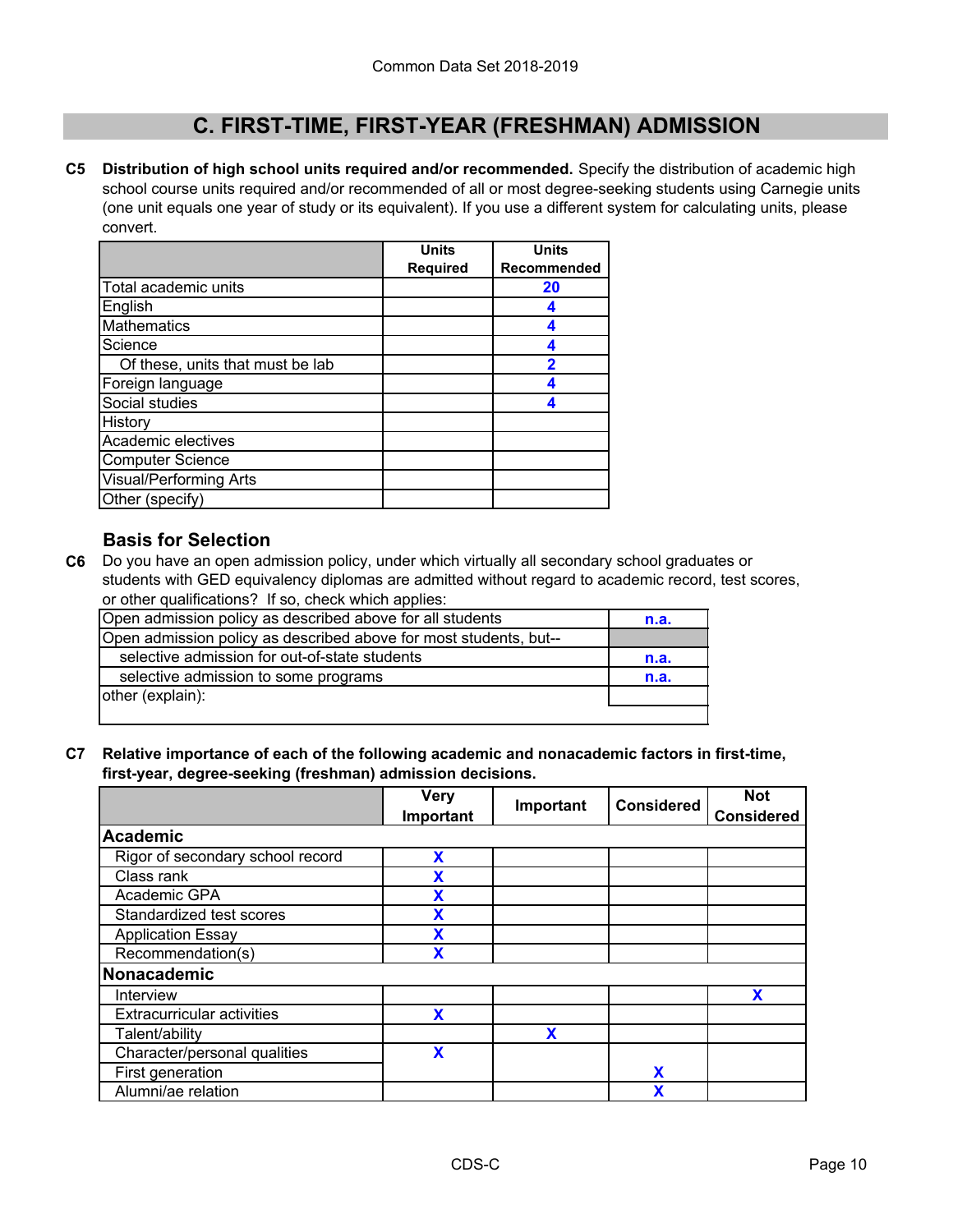## C. FIRST-TIME, FIRST-YEAR (FRESHMAN) ADMISSION

**C5 Distribution of high school units required and/or recommended.** Specify the distribution of academic high school course units required and/or recommended of all or most degree-seeking students using Carnegie units (one unit equals one year of study or its equivalent). If you use a different system for calculating units, please convert.

| | Units Required | Units Recommended |
|---|---|---|
| Total academic units | | 20 |
| English | | 4 |
| Mathematics | | 4 |
| Science | | 4 |
| Of these, units that must be lab | | 2 |
| Foreign language | | 4 |
| Social studies | | 4 |
| History | | |
| Academic electives | | |
| Computer Science | | |
| Visual/Performing Arts | | |
| Other (specify) | | |

### Basis for Selection

**C6** Do you have an open admission policy, under which virtually all secondary school graduates or students with GED equivalency diplomas are admitted without regard to academic record, test scores, or other qualifications? If so, check which applies:

| | |
|---|---|
| Open admission policy as described above for all students | n.a. |
| Open admission policy as described above for most students, but-- | |
| selective admission for out-of-state students | n.a. |
| selective admission to some programs | n.a. |
| other (explain): | |

**C7 Relative importance of each of the following academic and nonacademic factors in first-time, first-year, degree-seeking (freshman) admission decisions.**

| | Very Important | Important | Considered | Not Considered |
|---|---|---|---|---|
| **Academic** | | | | |
| Rigor of secondary school record | X | | | |
| Class rank | X | | | |
| Academic GPA | X | | | |
| Standardized test scores | X | | | |
| Application Essay | X | | | |
| Recommendation(s) | X | | | |
| **Nonacademic** | | | | |
| Interview | | | | X |
| Extracurricular activities | X | | | |
| Talent/ability | | X | | |
| Character/personal qualities | X | | | |
| First generation | | | X | |
| Alumni/ae relation | | | X | |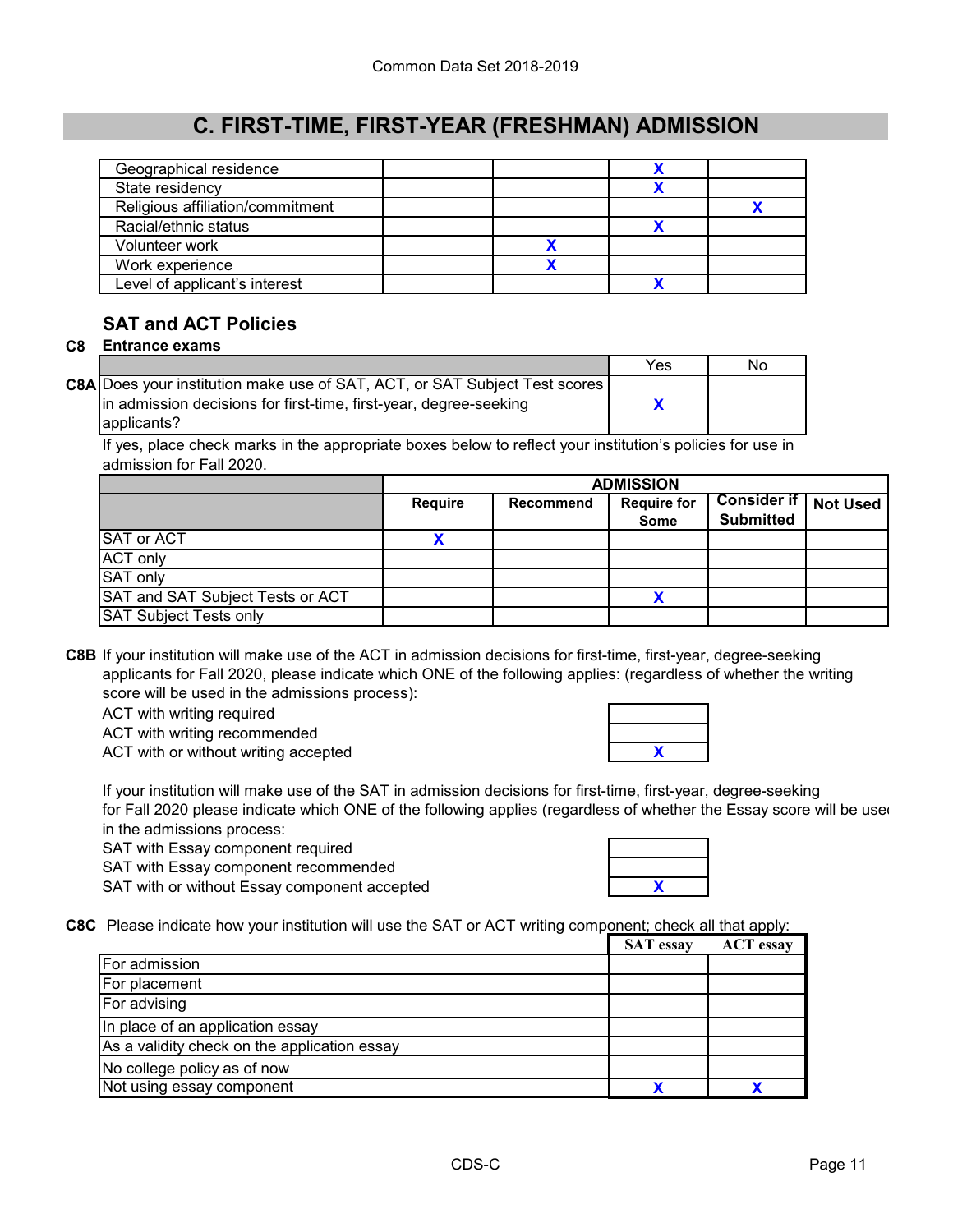# C. FIRST-TIME, FIRST-YEAR (FRESHMAN) ADMISSION

| | | | | |
|---|---|---|---|---|
| Geographical residence | | | X | |
| State residency | | | X | |
| Religious affiliation/commitment | | | | X |
| Racial/ethnic status | | | X | |
| Volunteer work | | X | | |
| Work experience | | X | | |
| Level of applicant's interest | | | X | |

## SAT and ACT Policies

**C8 Entrance exams**

| | Yes | No |
|---|---|---|
| **C8A** Does your institution make use of SAT, ACT, or SAT Subject Test scores in admission decisions for first-time, first-year, degree-seeking applicants? | X | |

If yes, place check marks in the appropriate boxes below to reflect your institution's policies for use in admission for Fall 2020.

| | ADMISSION | | | | |
|---|---|---|---|---|---|
| | **Require** | **Recommend** | **Require for Some** | **Consider if Submitted** | **Not Used** |
| SAT or ACT | X | | | | |
| ACT only | | | | | |
| SAT only | | | | | |
| SAT and SAT Subject Tests or ACT | | | X | | |
| SAT Subject Tests only | | | | | |

**C8B** If your institution will make use of the ACT in admission decisions for first-time, first-year, degree-seeking applicants for Fall 2020, please indicate which ONE of the following applies: (regardless of whether the writing score will be used in the admissions process):

| | |
|---|---|
| ACT with writing required | |
| ACT with writing recommended | |
| ACT with or without writing accepted | X |

If your institution will make use of the SAT in admission decisions for first-time, first-year, degree-seeking for Fall 2020 please indicate which ONE of the following applies (regardless of whether the Essay score will be used in the admissions process:

| | |
|---|---|
| SAT with Essay component required | |
| SAT with Essay component recommended | |
| SAT with or without Essay component accepted | X |

**C8C** Please indicate how your institution will use the SAT or ACT writing component; check all that apply:

| | SAT essay | ACT essay |
|---|---|---|
| For admission | | |
| For placement | | |
| For advising | | |
| In place of an application essay | | |
| As a validity check on the application essay | | |
| No college policy as of now | | |
| Not using essay component | X | X |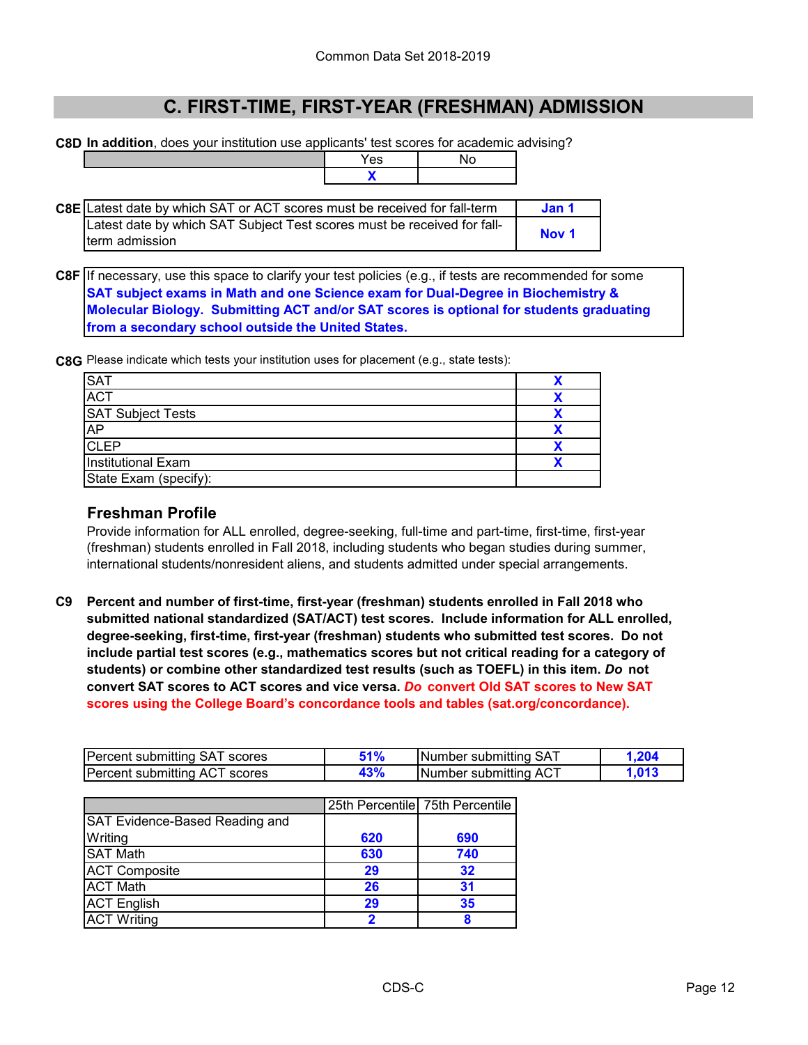Common Data Set 2018-2019

## C. FIRST-TIME, FIRST-YEAR (FRESHMAN) ADMISSION

**C8D** **In addition**, does your institution use applicants' test scores for academic advising?

| | Yes | No |
|---|---|---|
| | X | |

| C8E | | |
|---|---|---|
| | Latest date by which SAT or ACT scores must be received for fall-term | Jan 1 |
| | Latest date by which SAT Subject Test scores must be received for fall-term admission | Nov 1 |

**C8F** If necessary, use this space to clarify your test policies (e.g., if tests are recommended for some

**SAT subject exams in Math and one Science exam for Dual-Degree in Biochemistry & Molecular Biology. Submitting ACT and/or SAT scores is optional for students graduating from a secondary school outside the United States.**

**C8G** Please indicate which tests your institution uses for placement (e.g., state tests):

| Test | |
|---|---|
| SAT | X |
| ACT | X |
| SAT Subject Tests | X |
| AP | X |
| CLEP | X |
| Institutional Exam | X |
| State Exam (specify): | |

### Freshman Profile

Provide information for ALL enrolled, degree-seeking, full-time and part-time, first-time, first-year (freshman) students enrolled in Fall 2018, including students who began studies during summer, international students/nonresident aliens, and students admitted under special arrangements.

**C9** **Percent and number of first-time, first-year (freshman) students enrolled in Fall 2018 who submitted national standardized (SAT/ACT) test scores. Include information for ALL enrolled, degree-seeking, first-time, first-year (freshman) students who submitted test scores. Do not include partial test scores (e.g., mathematics scores but not critical reading for a category of students) or combine other standardized test results (such as TOEFL) in this item. *Do* not convert SAT scores to ACT scores and vice versa. *Do* convert Old SAT scores to New SAT scores using the College Board's concordance tools and tables (sat.org/concordance).**

| | | | |
|---|---|---|---|
| Percent submitting SAT scores | 51% | Number submitting SAT | 1,204 |
| Percent submitting ACT scores | 43% | Number submitting ACT | 1,013 |

| | 25th Percentile | 75th Percentile |
|---|---|---|
| SAT Evidence-Based Reading and Writing | 620 | 690 |
| SAT Math | 630 | 740 |
| ACT Composite | 29 | 32 |
| ACT Math | 26 | 31 |
| ACT English | 29 | 35 |
| ACT Writing | 2 | 8 |

CDS-C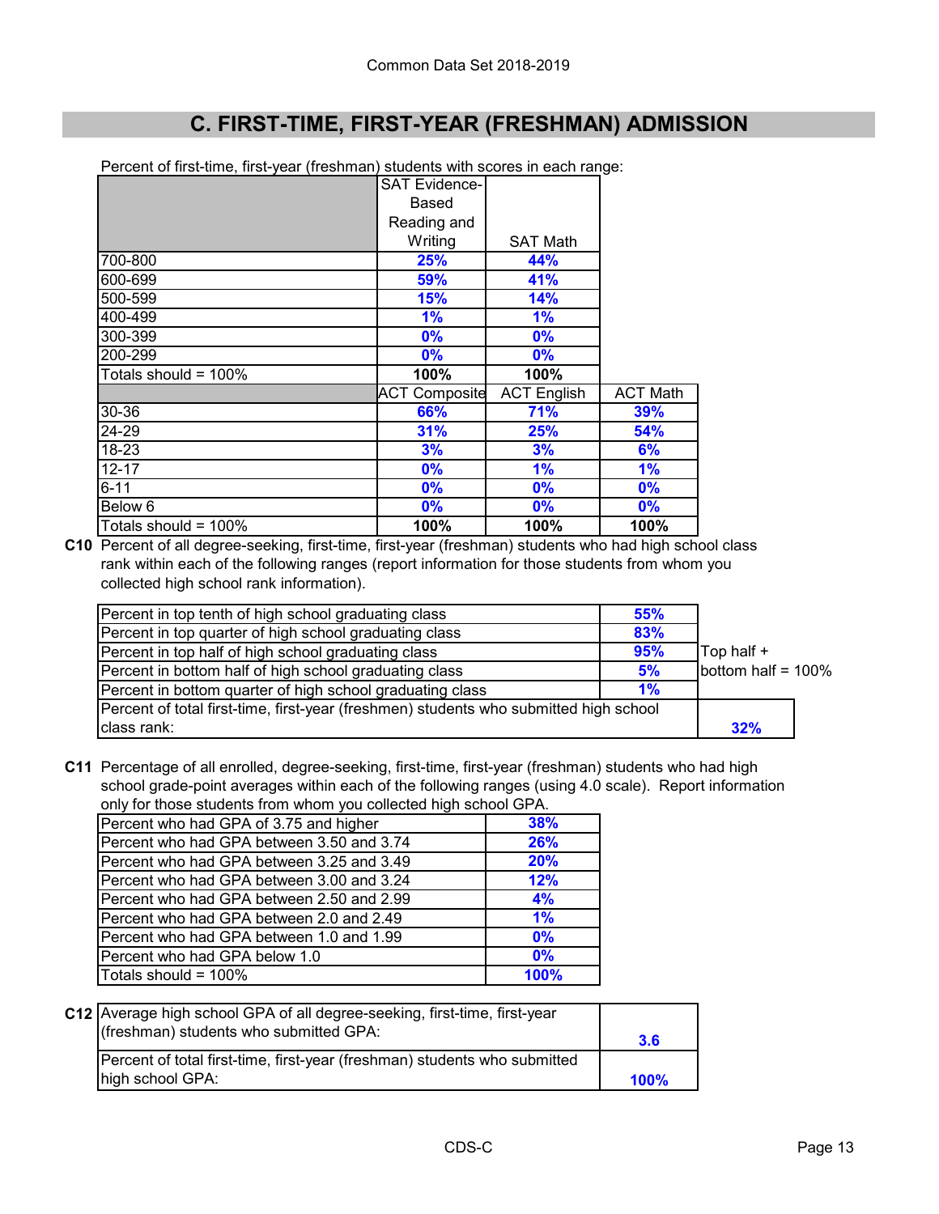## C. FIRST-TIME, FIRST-YEAR (FRESHMAN) ADMISSION

Percent of first-time, first-year (freshman) students with scores in each range:

| | SAT Evidence-Based Reading and Writing | SAT Math |
|---|---|---|
| 700-800 | 25% | 44% |
| 600-699 | 59% | 41% |
| 500-599 | 15% | 14% |
| 400-499 | 1% | 1% |
| 300-399 | 0% | 0% |
| 200-299 | 0% | 0% |
| Totals should = 100% | 100% | 100% |

| | ACT Composite | ACT English | ACT Math |
|---|---|---|---|
| 30-36 | 66% | 71% | 39% |
| 24-29 | 31% | 25% | 54% |
| 18-23 | 3% | 3% | 6% |
| 12-17 | 0% | 1% | 1% |
| 6-11 | 0% | 0% | 0% |
| Below 6 | 0% | 0% | 0% |
| Totals should = 100% | 100% | 100% | 100% |

**C10** Percent of all degree-seeking, first-time, first-year (freshman) students who had high school class rank within each of the following ranges (report information for those students from whom you collected high school rank information).

| | | |
|---|---|---|
| Percent in top tenth of high school graduating class | 55% | |
| Percent in top quarter of high school graduating class | 83% | |
| Percent in top half of high school graduating class | 95% | Top half + |
| Percent in bottom half of high school graduating class | 5% | bottom half = 100% |
| Percent in bottom quarter of high school graduating class | 1% | |
| Percent of total first-time, first-year (freshmen) students who submitted high school class rank: | | 32% |

**C11** Percentage of all enrolled, degree-seeking, first-time, first-year (freshman) students who had high school grade-point averages within each of the following ranges (using 4.0 scale). Report information only for those students from whom you collected high school GPA.

| | |
|---|---|
| Percent who had GPA of 3.75 and higher | 38% |
| Percent who had GPA between 3.50 and 3.74 | 26% |
| Percent who had GPA between 3.25 and 3.49 | 20% |
| Percent who had GPA between 3.00 and 3.24 | 12% |
| Percent who had GPA between 2.50 and 2.99 | 4% |
| Percent who had GPA between 2.0 and 2.49 | 1% |
| Percent who had GPA between 1.0 and 1.99 | 0% |
| Percent who had GPA below 1.0 | 0% |
| Totals should = 100% | 100% |

| | |
|---|---|
| **C12** Average high school GPA of all degree-seeking, first-time, first-year (freshman) students who submitted GPA: | 3.6 |
| Percent of total first-time, first-year (freshman) students who submitted high school GPA: | 100% |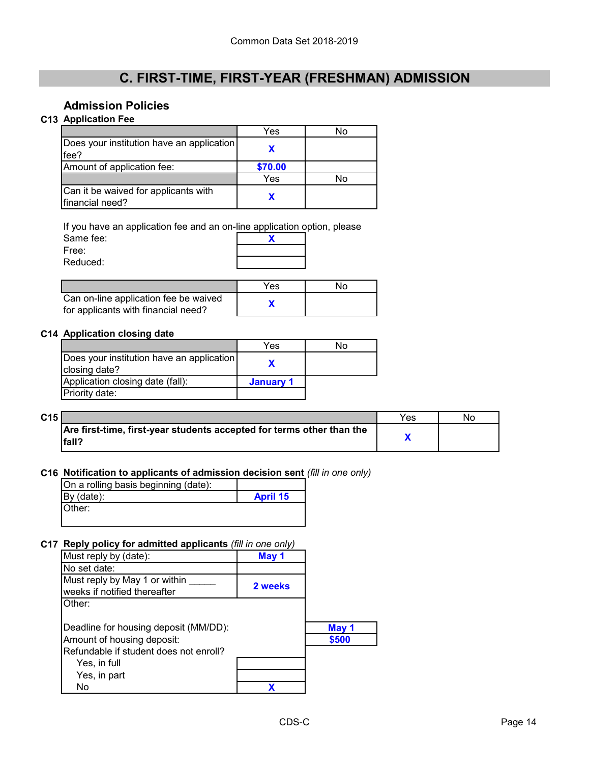# C. FIRST-TIME, FIRST-YEAR (FRESHMAN) ADMISSION

## Admission Policies

### C13 Application Fee

| | Yes | No |
|---|---|---|
| Does your institution have an application fee? | X | |
| Amount of application fee: | $70.00 | |
| | Yes | No |
| Can it be waived for applicants with financial need? | X | |

If you have an application fee and an on-line application option, please

| | |
|---|---|
| Same fee: | X |
| Free: | |
| Reduced: | |

| | Yes | No |
|---|---|---|
| Can on-line application fee be waived for applicants with financial need? | X | |

### C14 Application closing date

| | Yes | No |
|---|---|---|
| Does your institution have an application closing date? | X | |
| Application closing date (fall): | January 1 | |
| Priority date: | | |

### C15

| | Yes | No |
|---|---|---|
| **Are first-time, first-year students accepted for terms other than the fall?** | X | |

### C16 Notification to applicants of admission decision sent *(fill in one only)*

| | |
|---|---|
| On a rolling basis beginning (date): | |
| By (date): | April 15 |
| Other: | |

### C17 Reply policy for admitted applicants *(fill in one only)*

| | |
|---|---|
| Must reply by (date): | May 1 |
| No set date: | |
| Must reply by May 1 or within _____ weeks if notified thereafter | 2 weeks |
| Other: | |

| | |
|---|---|
| Deadline for housing deposit (MM/DD): | May 1 |
| Amount of housing deposit: | $500 |

Refundable if student does not enroll?

| | |
|---|---|
| Yes, in full | |
| Yes, in part | |
| No | X |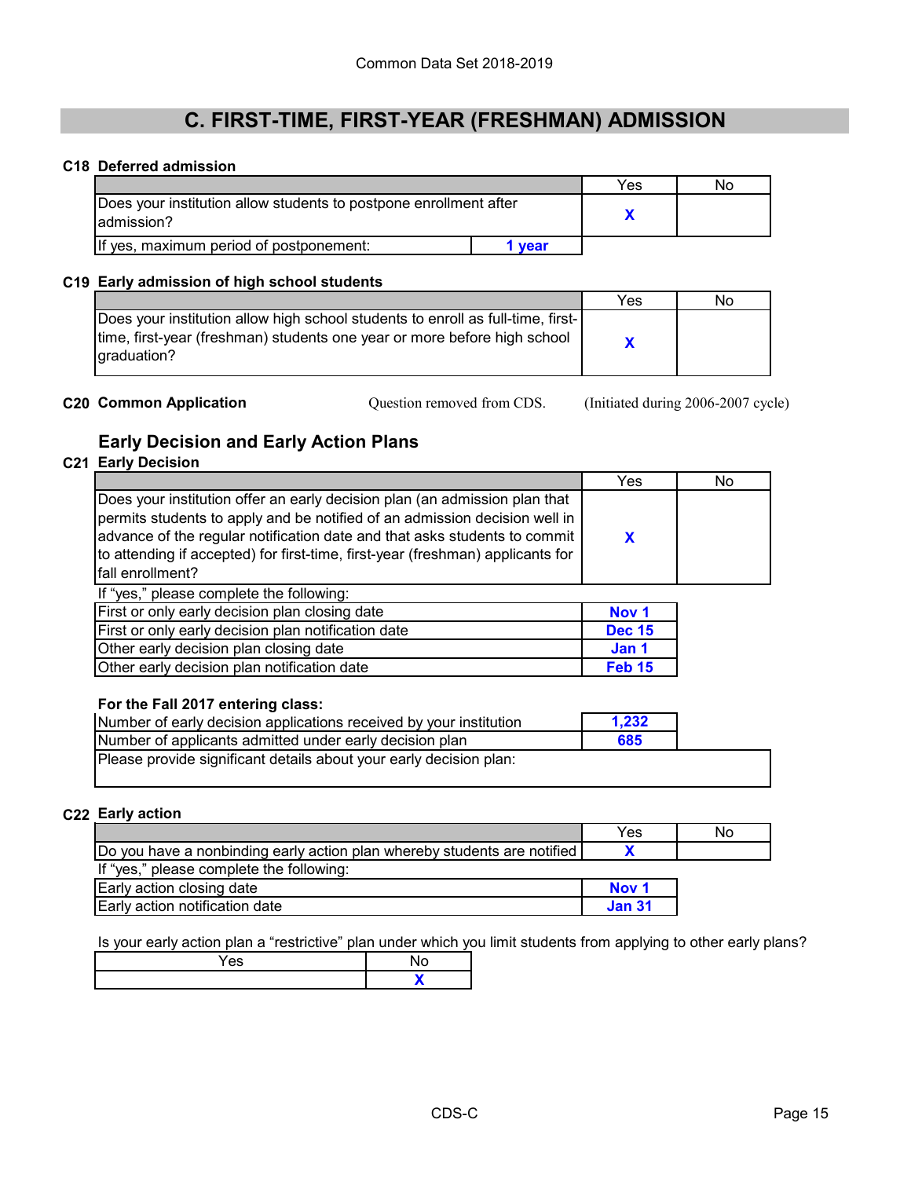Common Data Set 2018-2019

# C. FIRST-TIME, FIRST-YEAR (FRESHMAN) ADMISSION

### C18 Deferred admission

| | Yes | No |
|---|---|---|
| Does your institution allow students to postpone enrollment after admission? | X | |
| If yes, maximum period of postponement: 1 year | | |

### C19 Early admission of high school students

| | Yes | No |
|---|---|---|
| Does your institution allow high school students to enroll as full-time, first-time, first-year (freshman) students one year or more before high school graduation? | X | |

### C20 Common Application

Question removed from CDS. (Initiated during 2006-2007 cycle)

## Early Decision and Early Action Plans

### C21 Early Decision

| | Yes | No |
|---|---|---|
| Does your institution offer an early decision plan (an admission plan that permits students to apply and be notified of an admission decision well in advance of the regular notification date and that asks students to commit to attending if accepted) for first-time, first-year (freshman) applicants for fall enrollment? | X | |

If "yes," please complete the following:

| | |
|---|---|
| First or only early decision plan closing date | Nov 1 |
| First or only early decision plan notification date | Dec 15 |
| Other early decision plan closing date | Jan 1 |
| Other early decision plan notification date | Feb 15 |

**For the Fall 2017 entering class:**

| | |
|---|---|
| Number of early decision applications received by your institution | 1,232 |
| Number of applicants admitted under early decision plan | 685 |

Please provide significant details about your early decision plan:

### C22 Early action

| | Yes | No |
|---|---|---|
| Do you have a nonbinding early action plan whereby students are notified | X | |

If "yes," please complete the following:

| | |
|---|---|
| Early action closing date | Nov 1 |
| Early action notification date | Jan 31 |

Is your early action plan a "restrictive" plan under which you limit students from applying to other early plans?

| Yes | No |
|---|---|
| | X |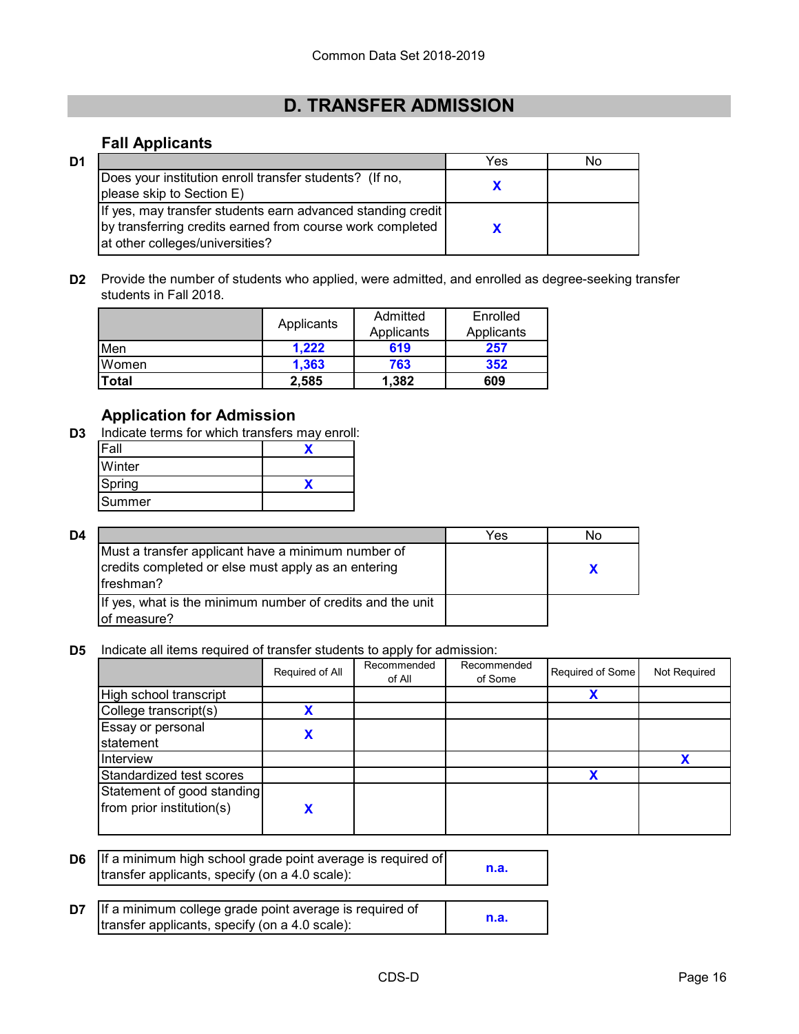Common Data Set 2018-2019

# D. TRANSFER ADMISSION

## Fall Applicants

**D1**

| | Yes | No |
|---|---|---|
| Does your institution enroll transfer students? (If no, please skip to Section E) | X | |
| If yes, may transfer students earn advanced standing credit by transferring credits earned from course work completed at other colleges/universities? | X | |

**D2** Provide the number of students who applied, were admitted, and enrolled as degree-seeking transfer students in Fall 2018.

| | Applicants | Admitted Applicants | Enrolled Applicants |
|---|---|---|---|
| Men | 1,222 | 619 | 257 |
| Women | 1,363 | 763 | 352 |
| **Total** | 2,585 | 1,382 | 609 |

## Application for Admission

**D3** Indicate terms for which transfers may enroll:

| | |
|---|---|
| Fall | X |
| Winter | |
| Spring | X |
| Summer | |

**D4**

| | Yes | No |
|---|---|---|
| Must a transfer applicant have a minimum number of credits completed or else must apply as an entering freshman? | | X |
| If yes, what is the minimum number of credits and the unit of measure? | | |

**D5** Indicate all items required of transfer students to apply for admission:

| | Required of All | Recommended of All | Recommended of Some | Required of Some | Not Required |
|---|---|---|---|---|---|
| High school transcript | | | | X | |
| College transcript(s) | X | | | | |
| Essay or personal statement | X | | | | |
| Interview | | | | | X |
| Standardized test scores | | | | X | |
| Statement of good standing from prior institution(s) | X | | | | |

**D6**

| | |
|---|---|
| If a minimum high school grade point average is required of transfer applicants, specify (on a 4.0 scale): | n.a. |

**D7**

| | |
|---|---|
| If a minimum college grade point average is required of transfer applicants, specify (on a 4.0 scale): | n.a. |

CDS-D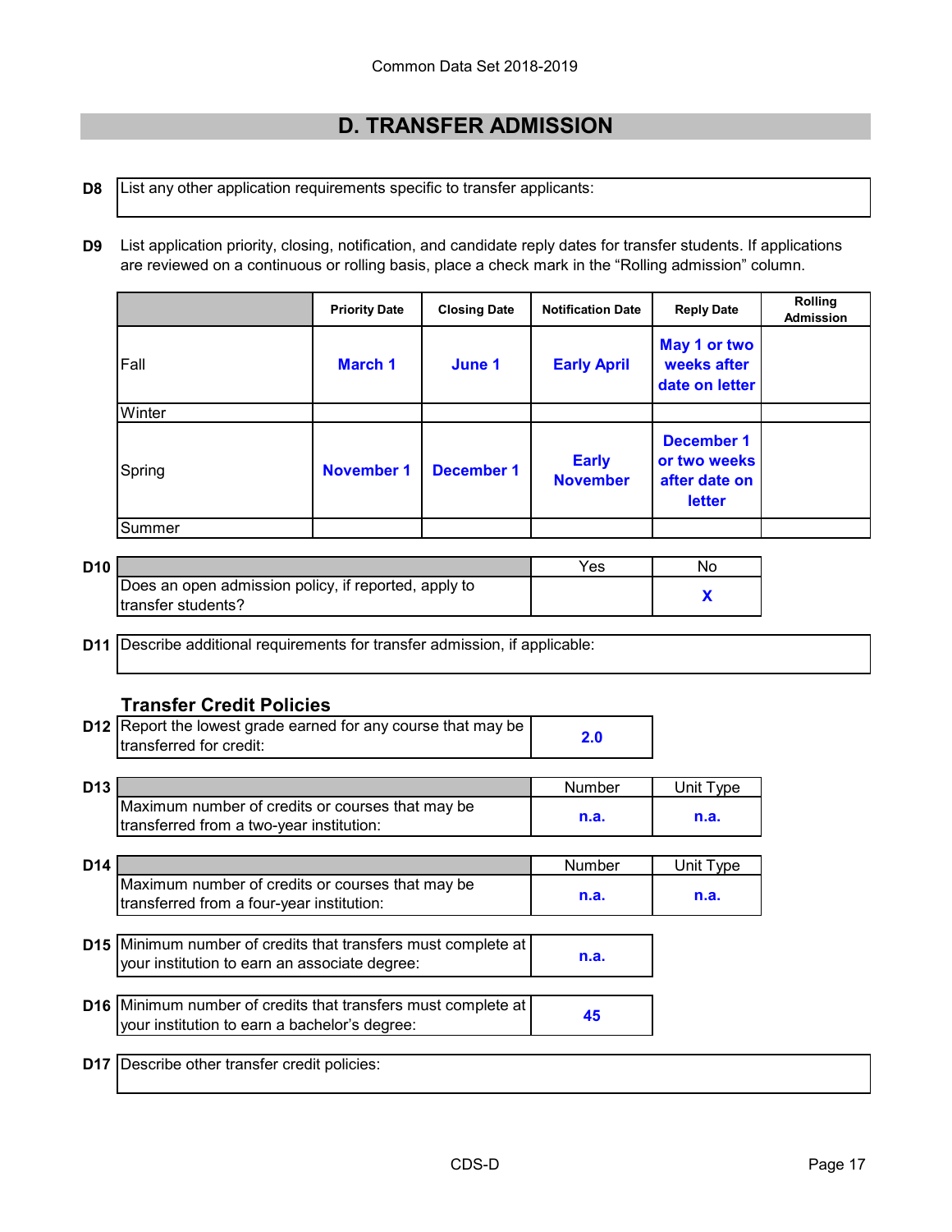# D. TRANSFER ADMISSION

**D8** List any other application requirements specific to transfer applicants:

**D9** List application priority, closing, notification, and candidate reply dates for transfer students. If applications are reviewed on a continuous or rolling basis, place a check mark in the "Rolling admission" column.

| | Priority Date | Closing Date | Notification Date | Reply Date | Rolling Admission |
|---|---|---|---|---|---|
| Fall | March 1 | June 1 | Early April | May 1 or two weeks after date on letter | |
| Winter | | | | | |
| Spring | November 1 | December 1 | Early November | December 1 or two weeks after date on letter | |
| Summer | | | | | |

**D10**

| | Yes | No |
|---|---|---|
| Does an open admission policy, if reported, apply to transfer students? | | X |

**D11** Describe additional requirements for transfer admission, if applicable:

## Transfer Credit Policies

**D12** Report the lowest grade earned for any course that may be transferred for credit: **2.0**

**D13**

| | Number | Unit Type |
|---|---|---|
| Maximum number of credits or courses that may be transferred from a two-year institution: | n.a. | n.a. |

**D14**

| | Number | Unit Type |
|---|---|---|
| Maximum number of credits or courses that may be transferred from a four-year institution: | n.a. | n.a. |

**D15** Minimum number of credits that transfers must complete at your institution to earn an associate degree: **n.a.**

**D16** Minimum number of credits that transfers must complete at your institution to earn a bachelor's degree: **45**

**D17** Describe other transfer credit policies: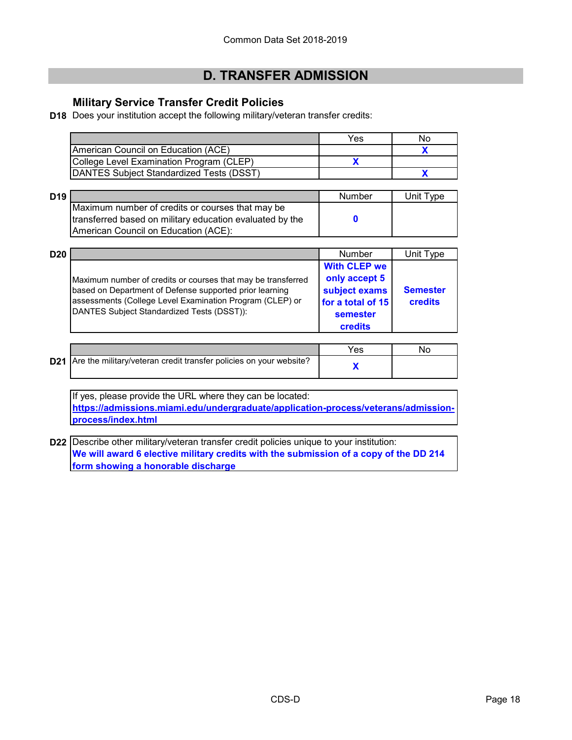# D. TRANSFER ADMISSION

### Military Service Transfer Credit Policies

**D18** Does your institution accept the following military/veteran transfer credits:

| | Yes | No |
|---|---|---|
| American Council on Education (ACE) | | X |
| College Level Examination Program (CLEP) | X | |
| DANTES Subject Standardized Tests (DSST) | | X |

**D19**

| | Number | Unit Type |
|---|---|---|
| Maximum number of credits or courses that may be transferred based on military education evaluated by the American Council on Education (ACE): | 0 | |

**D20**

| | Number | Unit Type |
|---|---|---|
| Maximum number of credits or courses that may be transferred based on Department of Defense supported prior learning assessments (College Level Examination Program (CLEP) or DANTES Subject Standardized Tests (DSST)): | With CLEP we only accept 5 subject exams for a total of 15 semester credits | Semester credits |

**D21**

| | Yes | No |
|---|---|---|
| Are the military/veteran credit transfer policies on your website? | X | |

If yes, please provide the URL where they can be located:
https://admissions.miami.edu/undergraduate/application-process/veterans/admission-process/index.html

**D22** Describe other military/veteran transfer credit policies unique to your institution:
We will award 6 elective military credits with the submission of a copy of the DD 214 form showing a honorable discharge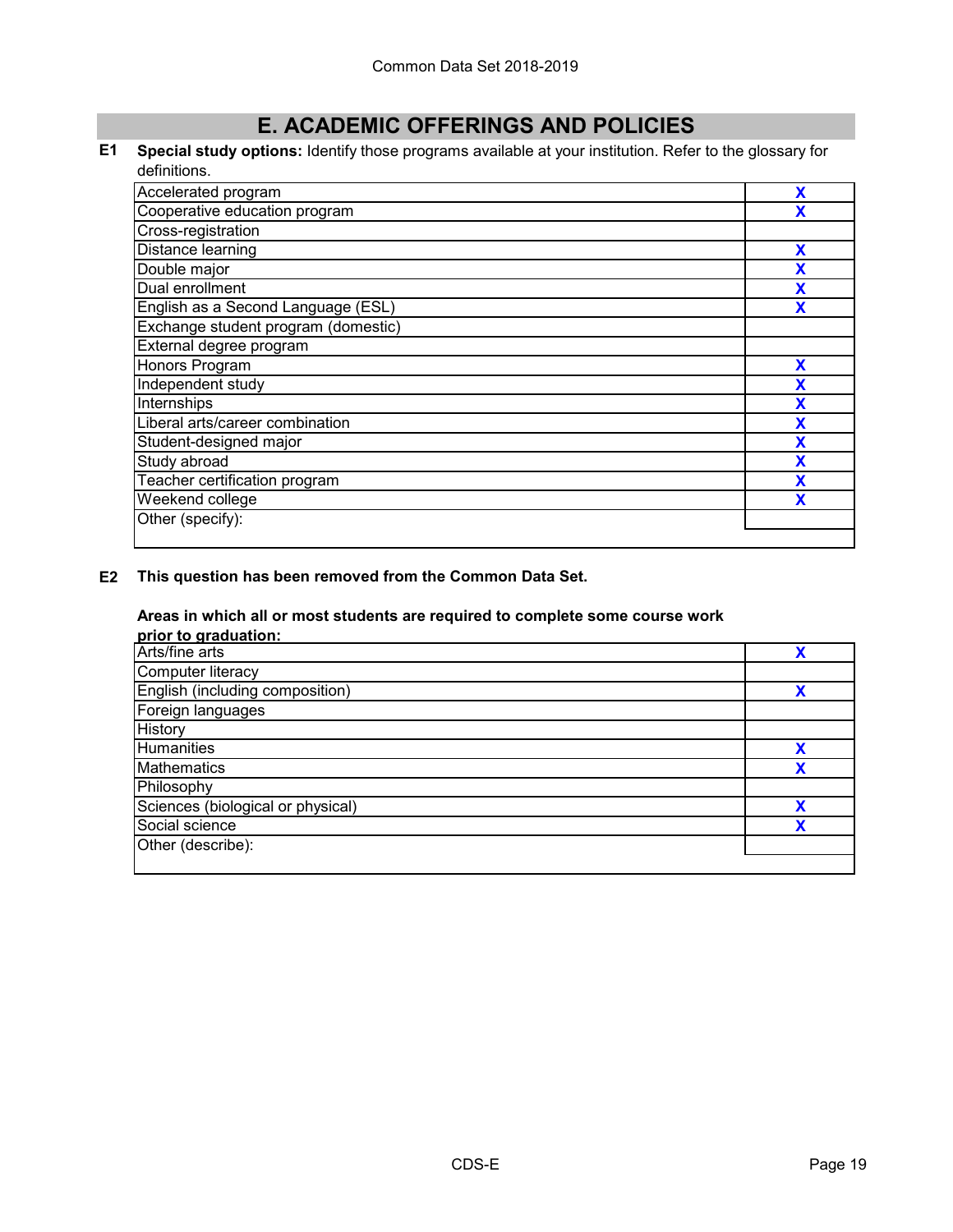# E. ACADEMIC OFFERINGS AND POLICIES

**E1 Special study options:** Identify those programs available at your institution. Refer to the glossary for definitions.

| | |
|---|---|
| Accelerated program | X |
| Cooperative education program | X |
| Cross-registration | |
| Distance learning | X |
| Double major | X |
| Dual enrollment | X |
| English as a Second Language (ESL) | X |
| Exchange student program (domestic) | |
| External degree program | |
| Honors Program | X |
| Independent study | X |
| Internships | X |
| Liberal arts/career combination | X |
| Student-designed major | X |
| Study abroad | X |
| Teacher certification program | X |
| Weekend college | X |
| Other (specify): | |

**E2 This question has been removed from the Common Data Set.**

**Areas in which all or most students are required to complete some course work prior to graduation:**

| | |
|---|---|
| Arts/fine arts | X |
| Computer literacy | |
| English (including composition) | X |
| Foreign languages | |
| History | |
| Humanities | X |
| Mathematics | X |
| Philosophy | |
| Sciences (biological or physical) | X |
| Social science | X |
| Other (describe): | |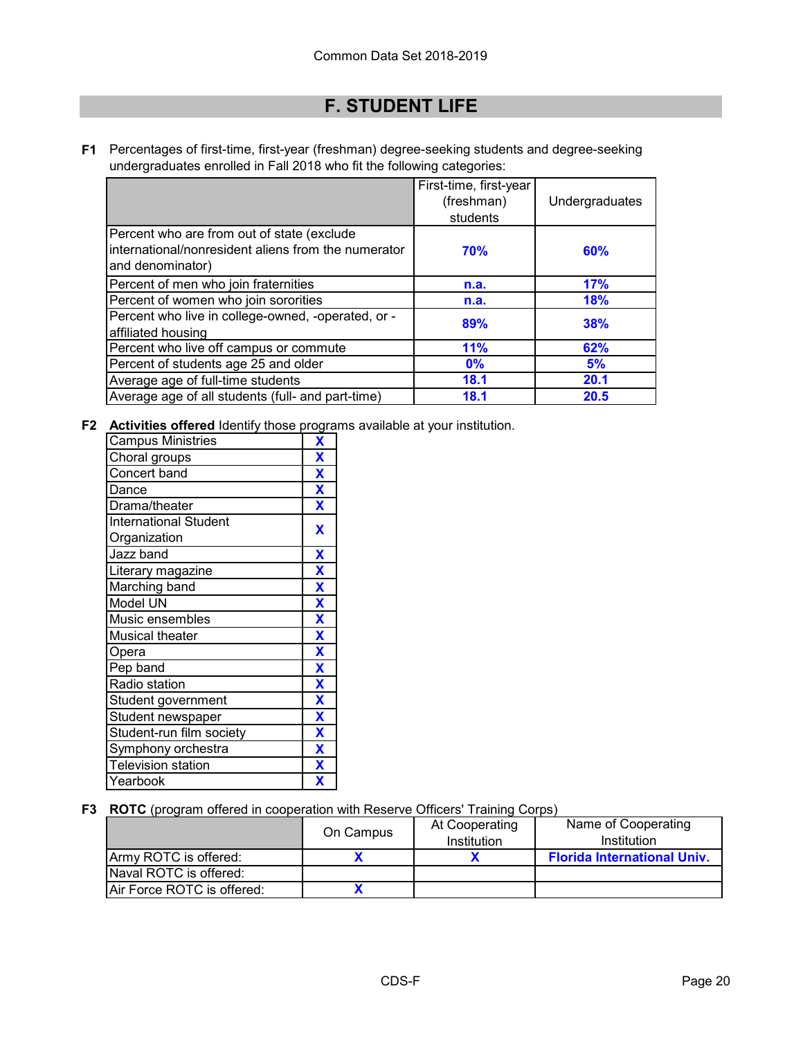## F. STUDENT LIFE

**F1** Percentages of first-time, first-year (freshman) degree-seeking students and degree-seeking undergraduates enrolled in Fall 2018 who fit the following categories:

| | First-time, first-year (freshman) students | Undergraduates |
|---|---|---|
| Percent who are from out of state (exclude international/nonresident aliens from the numerator and denominator) | 70% | 60% |
| Percent of men who join fraternities | n.a. | 17% |
| Percent of women who join sororities | n.a. | 18% |
| Percent who live in college-owned, -operated, or -affiliated housing | 89% | 38% |
| Percent who live off campus or commute | 11% | 62% |
| Percent of students age 25 and older | 0% | 5% |
| Average age of full-time students | 18.1 | 20.1 |
| Average age of all students (full- and part-time) | 18.1 | 20.5 |

**F2** **Activities offered** Identify those programs available at your institution.

| Activity | |
|---|---|
| Campus Ministries | X |
| Choral groups | X |
| Concert band | X |
| Dance | X |
| Drama/theater | X |
| International Student Organization | X |
| Jazz band | X |
| Literary magazine | X |
| Marching band | X |
| Model UN | X |
| Music ensembles | X |
| Musical theater | X |
| Opera | X |
| Pep band | X |
| Radio station | X |
| Student government | X |
| Student newspaper | X |
| Student-run film society | X |
| Symphony orchestra | X |
| Television station | X |
| Yearbook | X |

**F3** **ROTC** (program offered in cooperation with Reserve Officers' Training Corps)

| | On Campus | At Cooperating Institution | Name of Cooperating Institution |
|---|---|---|---|
| Army ROTC is offered: | X | X | Florida International Univ. |
| Naval ROTC is offered: | | | |
| Air Force ROTC is offered: | X | | |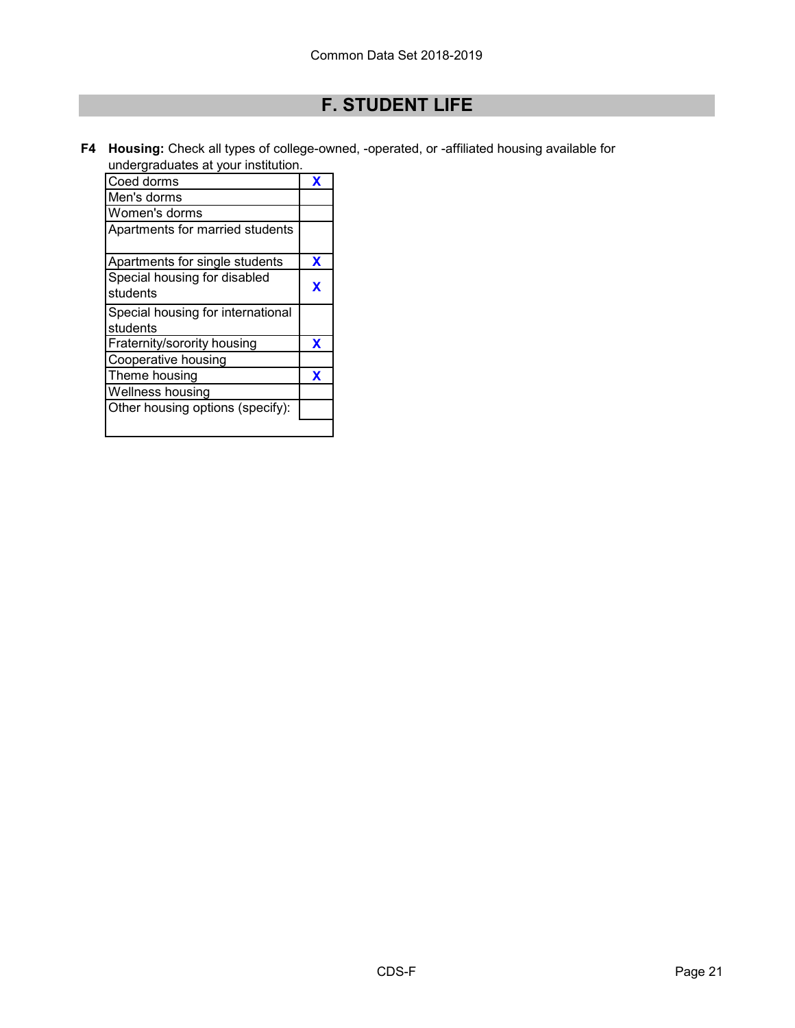## F. STUDENT LIFE

**F4 Housing:** Check all types of college-owned, -operated, or -affiliated housing available for undergraduates at your institution.

| Housing type | |
|---|---|
| Coed dorms | X |
| Men's dorms | |
| Women's dorms | |
| Apartments for married students | |
| Apartments for single students | X |
| Special housing for disabled students | X |
| Special housing for international students | |
| Fraternity/sorority housing | X |
| Cooperative housing | |
| Theme housing | X |
| Wellness housing | |
| Other housing options (specify): | |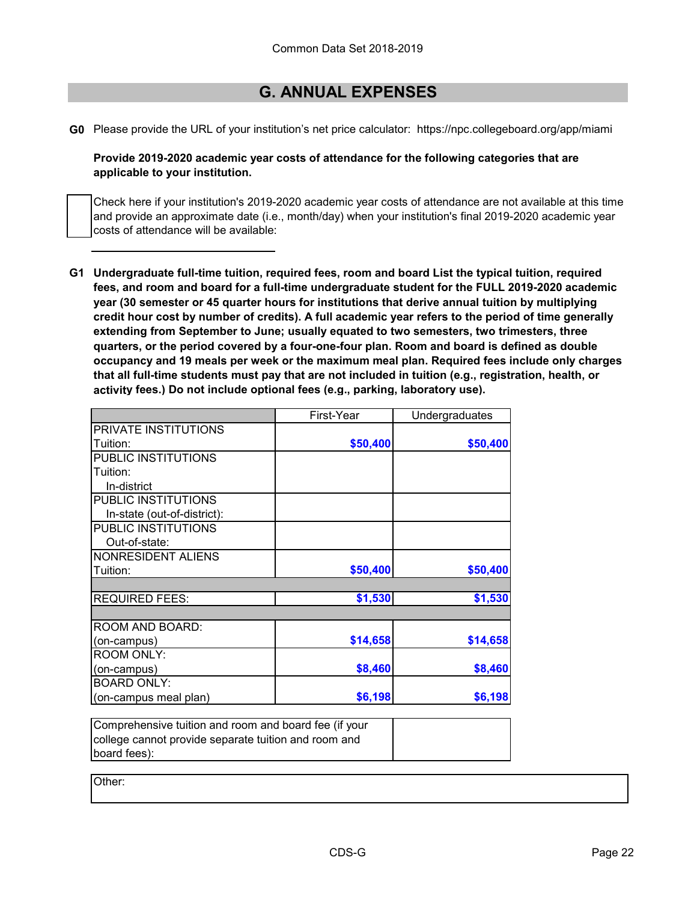## G. ANNUAL EXPENSES

**G0** Please provide the URL of your institution's net price calculator: https://npc.collegeboard.org/app/miami

**Provide 2019-2020 academic year costs of attendance for the following categories that are applicable to your institution.**

☐ Check here if your institution's 2019-2020 academic year costs of attendance are not available at this time and provide an approximate date (i.e., month/day) when your institution's final 2019-2020 academic year costs of attendance will be available:

______________________

**G1** **Undergraduate full-time tuition, required fees, room and board List the typical tuition, required fees, and room and board for a full-time undergraduate student for the FULL 2019-2020 academic year (30 semester or 45 quarter hours for institutions that derive annual tuition by multiplying credit hour cost by number of credits). A full academic year refers to the period of time generally extending from September to June; usually equated to two semesters, two trimesters, three quarters, or the period covered by a four-one-four plan. Room and board is defined as double occupancy and 19 meals per week or the maximum meal plan. Required fees include only charges that all full-time students must pay that are not included in tuition (e.g., registration, health, or activity fees.) Do not include optional fees (e.g., parking, laboratory use).**

| | First-Year | Undergraduates |
|---|---|---|
| PRIVATE INSTITUTIONS Tuition: | $50,400 | $50,400 |
| PUBLIC INSTITUTIONS Tuition: In-district | | |
| PUBLIC INSTITUTIONS In-state (out-of-district): | | |
| PUBLIC INSTITUTIONS Out-of-state: | | |
| NONRESIDENT ALIENS Tuition: | $50,400 | $50,400 |
| | | |
| REQUIRED FEES: | $1,530 | $1,530 |
| | | |
| ROOM AND BOARD: (on-campus) | $14,658 | $14,658 |
| ROOM ONLY: (on-campus) | $8,460 | $8,460 |
| BOARD ONLY: (on-campus meal plan) | $6,198 | $6,198 |

| Comprehensive tuition and room and board fee (if your college cannot provide separate tuition and room and board fees): | |
|---|---|

Other: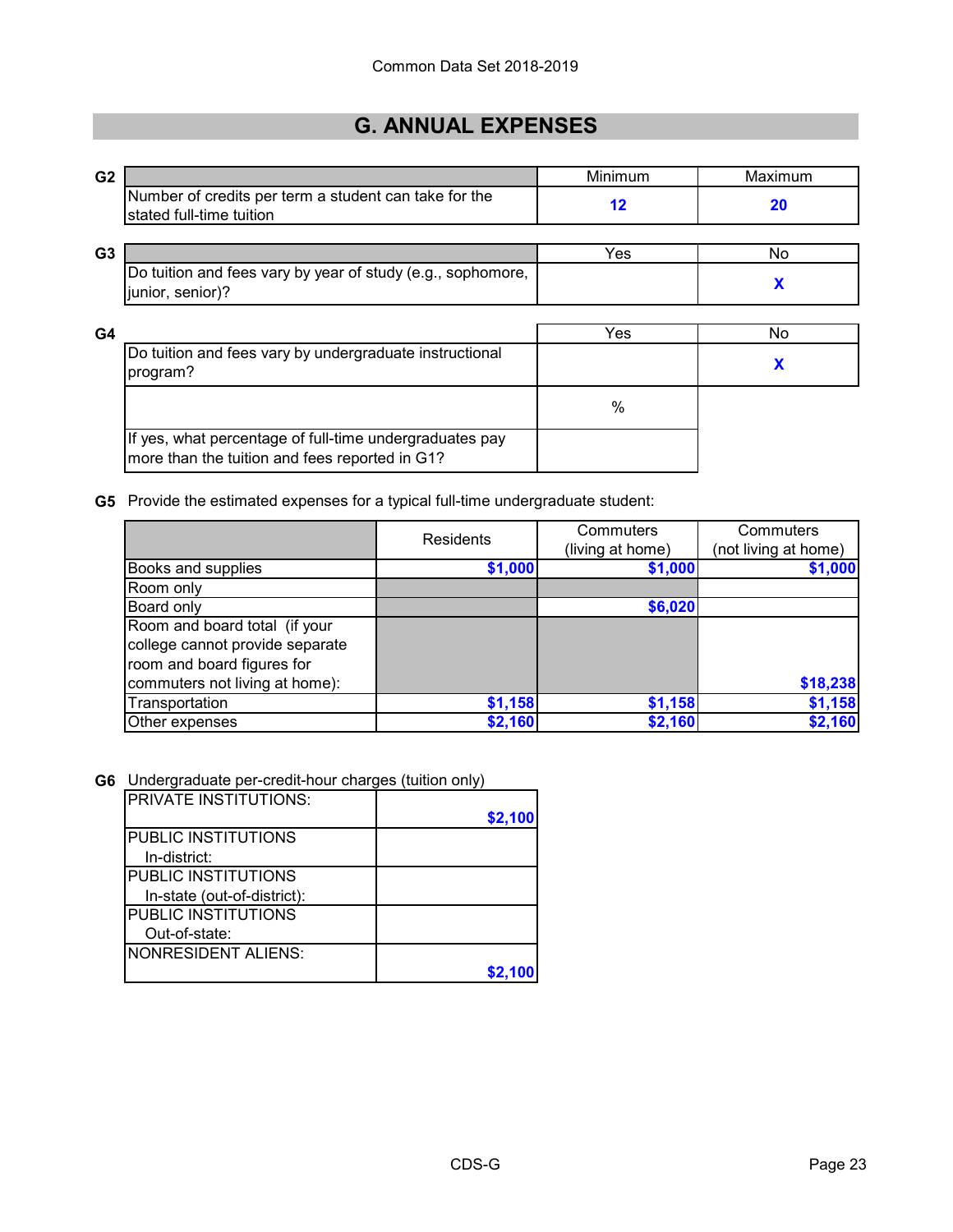Common Data Set 2018-2019

# G. ANNUAL EXPENSES

**G2**

| | Minimum | Maximum |
|---|---|---|
| Number of credits per term a student can take for the stated full-time tuition | 12 | 20 |

**G3**

| | Yes | No |
|---|---|---|
| Do tuition and fees vary by year of study (e.g., sophomore, junior, senior)? | | X |

**G4**

| | Yes | No |
|---|---|---|
| Do tuition and fees vary by undergraduate instructional program? | | X |
| | % | |
| If yes, what percentage of full-time undergraduates pay more than the tuition and fees reported in G1? | | |

**G5** Provide the estimated expenses for a typical full-time undergraduate student:

| | Residents | Commuters (living at home) | Commuters (not living at home) |
|---|---|---|---|
| Books and supplies | $1,000 | $1,000 | $1,000 |
| Room only | | | |
| Board only | | $6,020 | |
| Room and board total (if your college cannot provide separate room and board figures for commuters not living at home): | | | $18,238 |
| Transportation | $1,158 | $1,158 | $1,158 |
| Other expenses | $2,160 | $2,160 | $2,160 |

**G6** Undergraduate per-credit-hour charges (tuition only)

| | |
|---|---|
| PRIVATE INSTITUTIONS: | $2,100 |
| PUBLIC INSTITUTIONS In-district: | |
| PUBLIC INSTITUTIONS In-state (out-of-district): | |
| PUBLIC INSTITUTIONS Out-of-state: | |
| NONRESIDENT ALIENS: | $2,100 |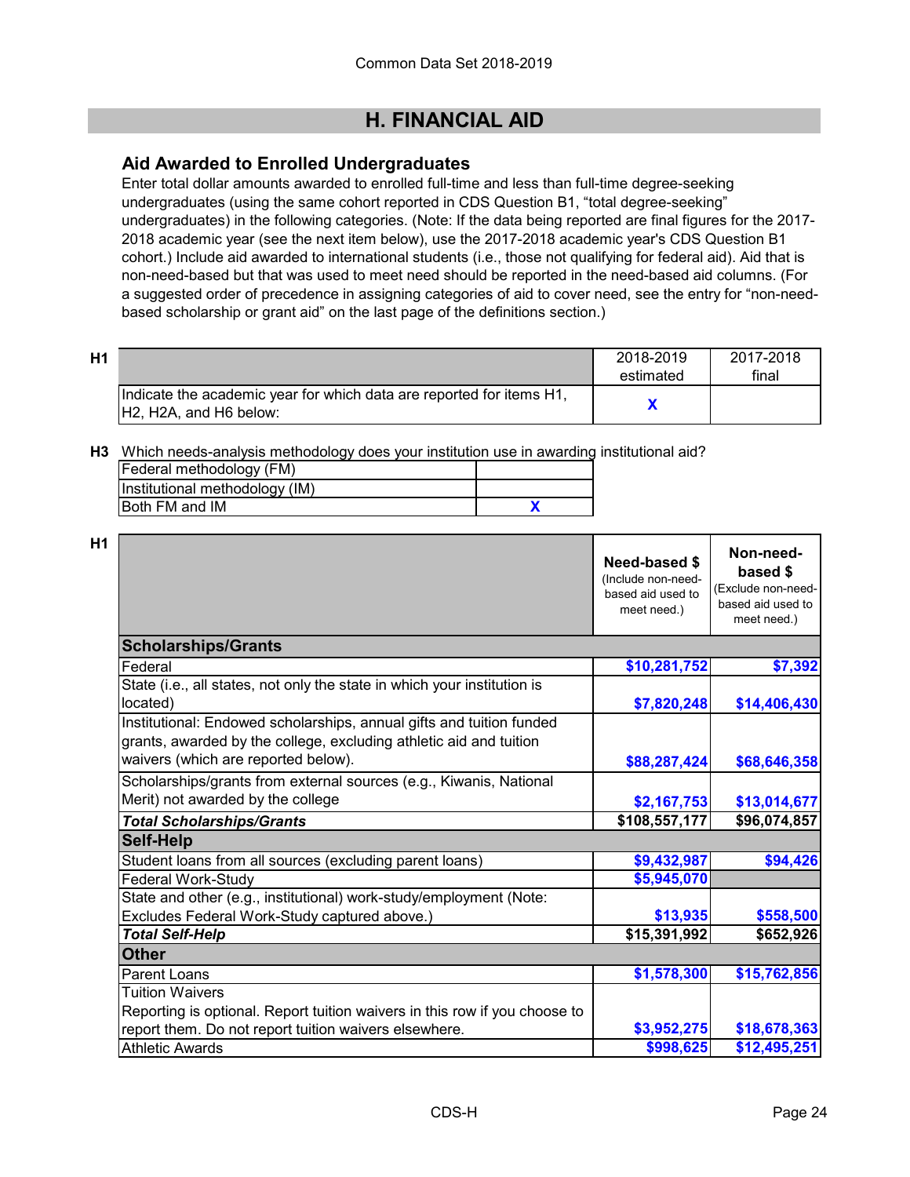# H. FINANCIAL AID

## Aid Awarded to Enrolled Undergraduates

Enter total dollar amounts awarded to enrolled full-time and less than full-time degree-seeking undergraduates (using the same cohort reported in CDS Question B1, "total degree-seeking" undergraduates) in the following categories. (Note: If the data being reported are final figures for the 2017-2018 academic year (see the next item below), use the 2017-2018 academic year's CDS Question B1 cohort.) Include aid awarded to international students (i.e., those not qualifying for federal aid). Aid that is non-need-based but that was used to meet need should be reported in the need-based aid columns. (For a suggested order of precedence in assigning categories of aid to cover need, see the entry for "non-need-based scholarship or grant aid" on the last page of the definitions section.)

**H1**

| | 2018-2019 estimated | 2017-2018 final |
|---|---|---|
| Indicate the academic year for which data are reported for items H1, H2, H2A, and H6 below: | X | |

**H3** Which needs-analysis methodology does your institution use in awarding institutional aid?

| | |
|---|---|
| Federal methodology (FM) | |
| Institutional methodology (IM) | |
| Both FM and IM | X |

**H1**

| | Need-based $ (Include non-need-based aid used to meet need.) | Non-need-based $ (Exclude non-need-based aid used to meet need.) |
|---|---|---|
| **Scholarships/Grants** | | |
| Federal | $10,281,752 | $7,392 |
| State (i.e., all states, not only the state in which your institution is located) | $7,820,248 | $14,406,430 |
| Institutional: Endowed scholarships, annual gifts and tuition funded grants, awarded by the college, excluding athletic aid and tuition waivers (which are reported below). | $88,287,424 | $68,646,358 |
| Scholarships/grants from external sources (e.g., Kiwanis, National Merit) not awarded by the college | $2,167,753 | $13,014,677 |
| ***Total Scholarships/Grants*** | $108,557,177 | $96,074,857 |
| **Self-Help** | | |
| Student loans from all sources (excluding parent loans) | $9,432,987 | $94,426 |
| Federal Work-Study | $5,945,070 | |
| State and other (e.g., institutional) work-study/employment (Note: Excludes Federal Work-Study captured above.) | $13,935 | $558,500 |
| ***Total Self-Help*** | $15,391,992 | $652,926 |
| **Other** | | |
| Parent Loans | $1,578,300 | $15,762,856 |
| Tuition Waivers<br>Reporting is optional. Report tuition waivers in this row if you choose to report them. Do not report tuition waivers elsewhere. | $3,952,275 | $18,678,363 |
| Athletic Awards | $998,625 | $12,495,251 |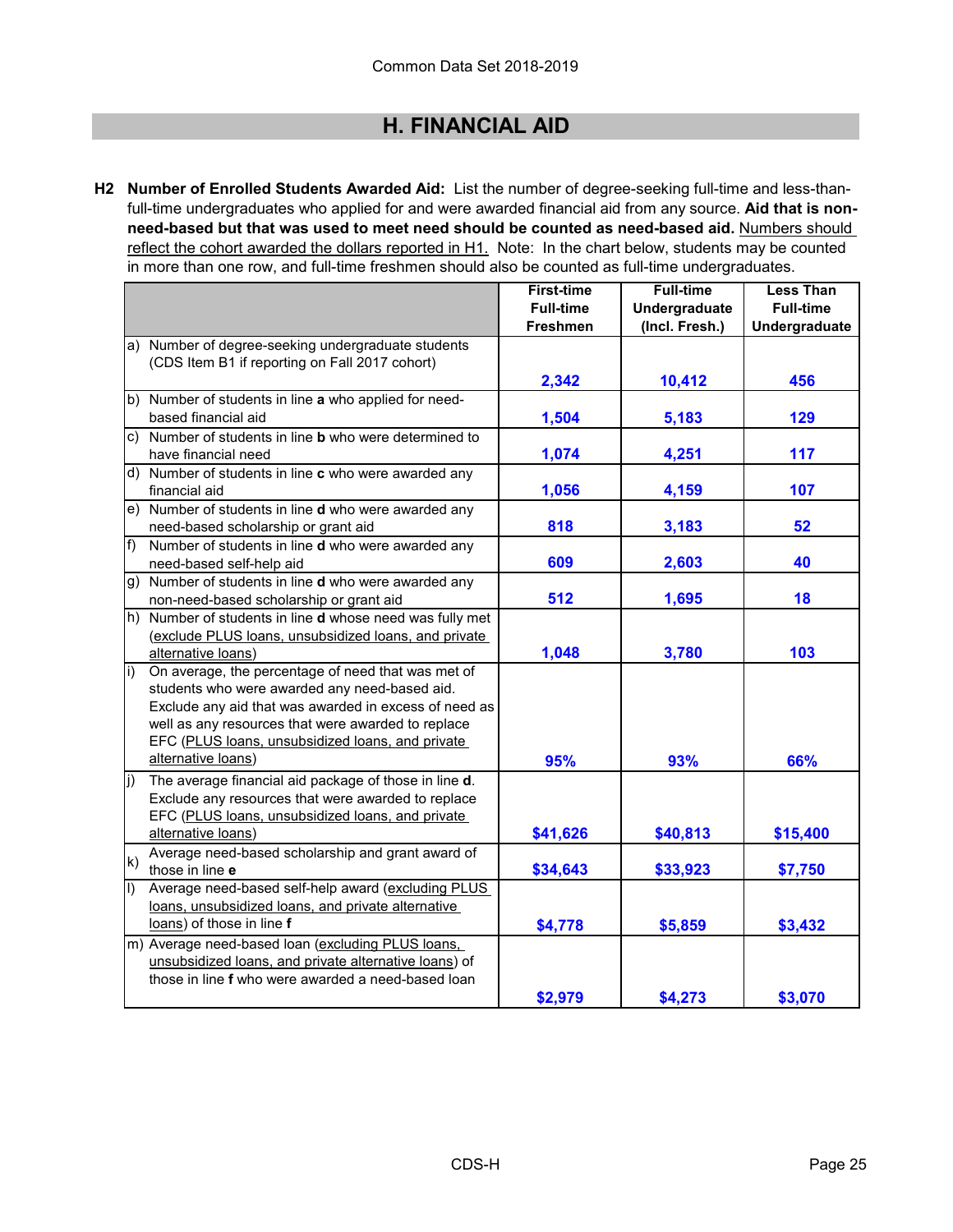# H. FINANCIAL AID

**H2 Number of Enrolled Students Awarded Aid:** List the number of degree-seeking full-time and less-than-full-time undergraduates who applied for and were awarded financial aid from any source. **Aid that is non-need-based but that was used to meet need should be counted as need-based aid.** Numbers should reflect the cohort awarded the dollars reported in H1. Note: In the chart below, students may be counted in more than one row, and full-time freshmen should also be counted as full-time undergraduates.

| | First-time Full-time Freshmen | Full-time Undergraduate (Incl. Fresh.) | Less Than Full-time Undergraduate |
|---|---|---|---|
| a) Number of degree-seeking undergraduate students (CDS Item B1 if reporting on Fall 2017 cohort) | 2,342 | 10,412 | 456 |
| b) Number of students in line **a** who applied for need-based financial aid | 1,504 | 5,183 | 129 |
| c) Number of students in line **b** who were determined to have financial need | 1,074 | 4,251 | 117 |
| d) Number of students in line **c** who were awarded any financial aid | 1,056 | 4,159 | 107 |
| e) Number of students in line **d** who were awarded any need-based scholarship or grant aid | 818 | 3,183 | 52 |
| f) Number of students in line **d** who were awarded any need-based self-help aid | 609 | 2,603 | 40 |
| g) Number of students in line **d** who were awarded any non-need-based scholarship or grant aid | 512 | 1,695 | 18 |
| h) Number of students in line **d** whose need was fully met (exclude PLUS loans, unsubsidized loans, and private alternative loans) | 1,048 | 3,780 | 103 |
| i) On average, the percentage of need that was met of students who were awarded any need-based aid. Exclude any aid that was awarded in excess of need as well as any resources that were awarded to replace EFC (PLUS loans, unsubsidized loans, and private alternative loans) | 95% | 93% | 66% |
| j) The average financial aid package of those in line **d**. Exclude any resources that were awarded to replace EFC (PLUS loans, unsubsidized loans, and private alternative loans) | $41,626 | $40,813 | $15,400 |
| k) Average need-based scholarship and grant award of those in line **e** | $34,643 | $33,923 | $7,750 |
| l) Average need-based self-help award (excluding PLUS loans, unsubsidized loans, and private alternative loans) of those in line **f** | $4,778 | $5,859 | $3,432 |
| m) Average need-based loan (excluding PLUS loans, unsubsidized loans, and private alternative loans) of those in line **f** who were awarded a need-based loan | $2,979 | $4,273 | $3,070 |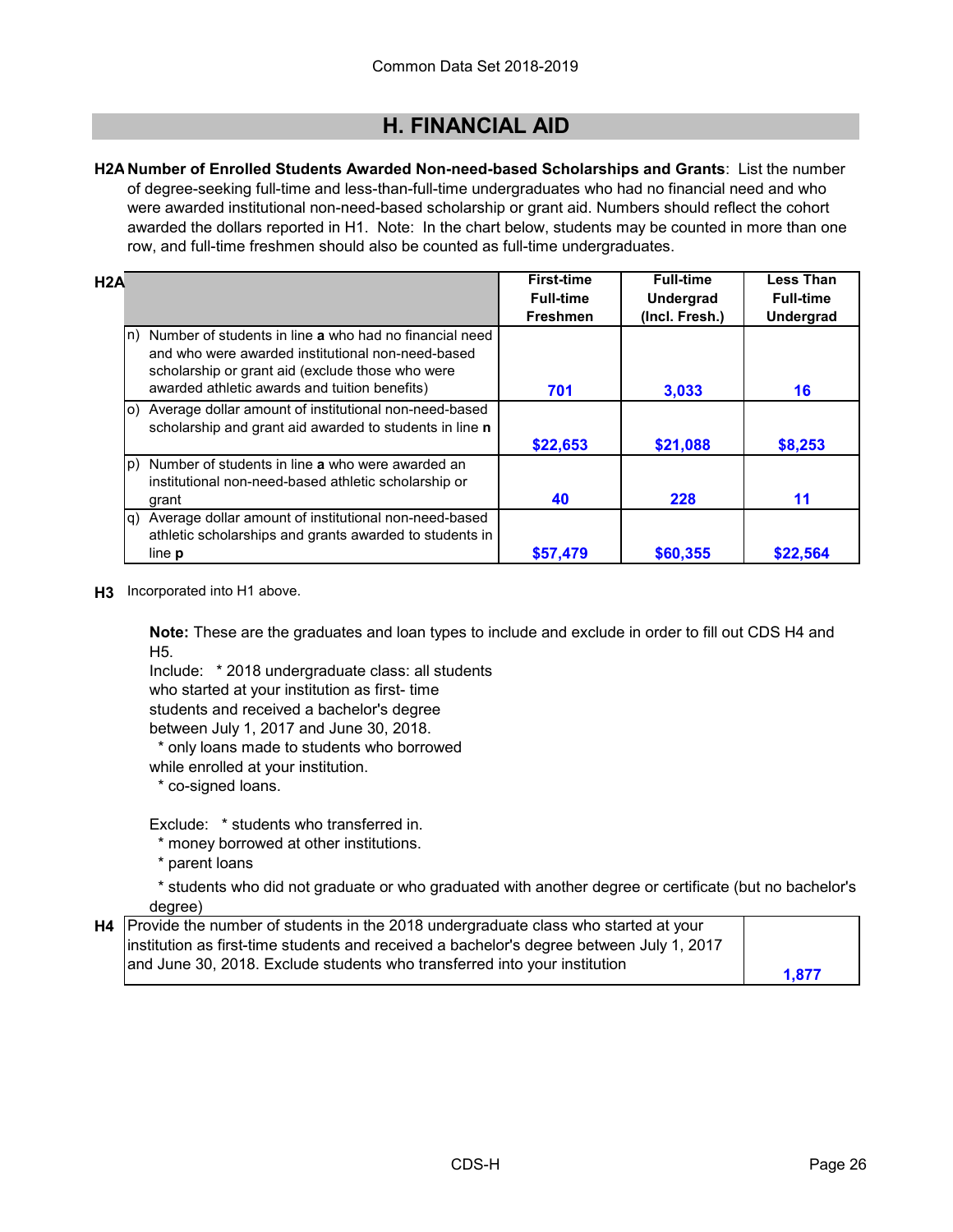Common Data Set 2018-2019

# H. FINANCIAL AID

**H2A Number of Enrolled Students Awarded Non-need-based Scholarships and Grants**: List the number of degree-seeking full-time and less-than-full-time undergraduates who had no financial need and who were awarded institutional non-need-based scholarship or grant aid. Numbers should reflect the cohort awarded the dollars reported in H1. Note: In the chart below, students may be counted in more than one row, and full-time freshmen should also be counted as full-time undergraduates.

| H2A | First-time Full-time Freshmen | Full-time Undergrad (Incl. Fresh.) | Less Than Full-time Undergrad |
|---|---|---|---|
| n) Number of students in line **a** who had no financial need and who were awarded institutional non-need-based scholarship or grant aid (exclude those who were awarded athletic awards and tuition benefits) | 701 | 3,033 | 16 |
| o) Average dollar amount of institutional non-need-based scholarship and grant aid awarded to students in line **n** | $22,653 | $21,088 | $8,253 |
| p) Number of students in line **a** who were awarded an institutional non-need-based athletic scholarship or grant | 40 | 228 | 11 |
| q) Average dollar amount of institutional non-need-based athletic scholarships and grants awarded to students in line **p** | $57,479 | $60,355 | $22,564 |

**H3** Incorporated into H1 above.

**Note:** These are the graduates and loan types to include and exclude in order to fill out CDS H4 and H5.

Include: * 2018 undergraduate class: all students who started at your institution as first- time students and received a bachelor's degree between July 1, 2017 and June 30, 2018.
* only loans made to students who borrowed while enrolled at your institution.
* co-signed loans.

Exclude: * students who transferred in.
* money borrowed at other institutions.
* parent loans
* students who did not graduate or who graduated with another degree or certificate (but no bachelor's degree)

| H4 | |
|---|---|
| Provide the number of students in the 2018 undergraduate class who started at your institution as first-time students and received a bachelor's degree between July 1, 2017 and June 30, 2018. Exclude students who transferred into your institution | 1,877 |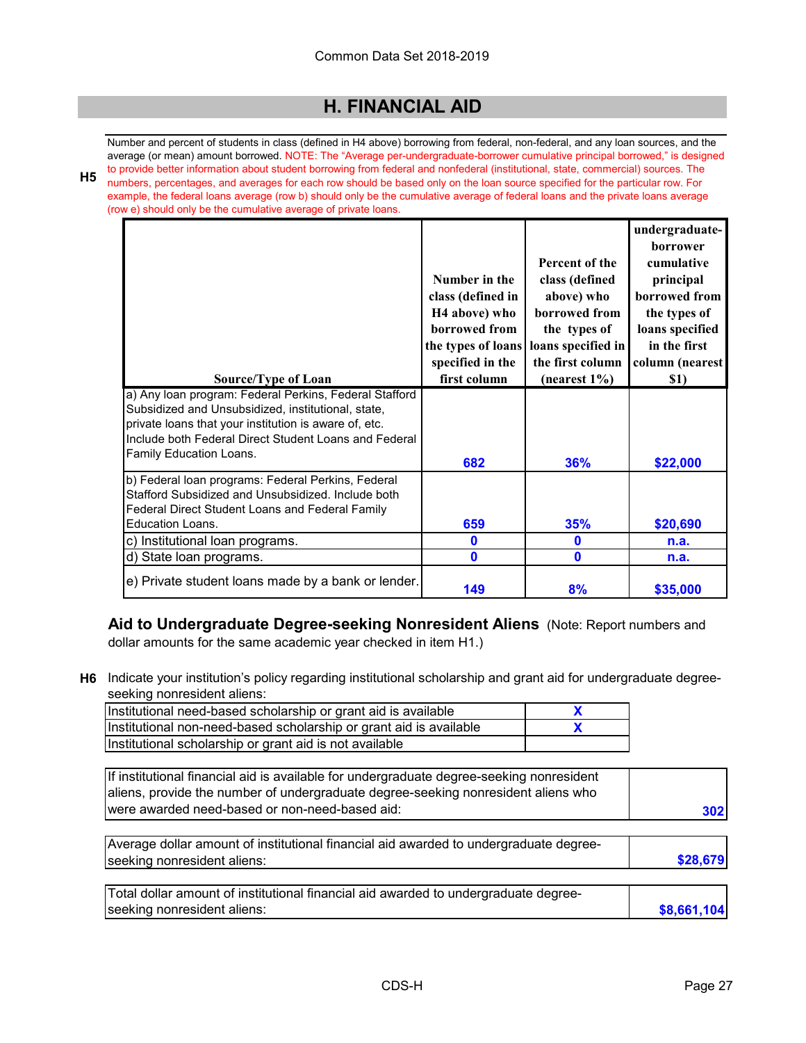Common Data Set 2018-2019

## H. FINANCIAL AID

**H5** Number and percent of students in class (defined in H4 above) borrowing from federal, non-federal, and any loan sources, and the average (or mean) amount borrowed. NOTE: The "Average per-undergraduate-borrower cumulative principal borrowed," is designed to provide better information about student borrowing from federal and nonfederal (institutional, state, commercial) sources. The numbers, percentages, and averages for each row should be based only on the loan source specified for the particular row. For example, the federal loans average (row b) should only be the cumulative average of federal loans and the private loans average (row e) should only be the cumulative average of private loans.

| Source/Type of Loan | Number in the class (defined in H4 above) who borrowed from the types of loans specified in the first column | Percent of the class (defined above) who borrowed from the types of loans specified in the first column (nearest 1%) | undergraduate-borrower cumulative principal borrowed from the types of loans specified in the first column (nearest $1) |
|---|---|---|---|
| a) Any loan program: Federal Perkins, Federal Stafford Subsidized and Unsubsidized, institutional, state, private loans that your institution is aware of, etc. Include both Federal Direct Student Loans and Federal Family Education Loans. | 682 | 36% | $22,000 |
| b) Federal loan programs: Federal Perkins, Federal Stafford Subsidized and Unsubsidized. Include both Federal Direct Student Loans and Federal Family Education Loans. | 659 | 35% | $20,690 |
| c) Institutional loan programs. | 0 | 0 | n.a. |
| d) State loan programs. | 0 | 0 | n.a. |
| e) Private student loans made by a bank or lender. | 149 | 8% | $35,000 |

### Aid to Undergraduate Degree-seeking Nonresident Aliens

(Note: Report numbers and dollar amounts for the same academic year checked in item H1.)

**H6** Indicate your institution's policy regarding institutional scholarship and grant aid for undergraduate degree-seeking nonresident aliens:

| | |
|---|---|
| Institutional need-based scholarship or grant aid is available | X |
| Institutional non-need-based scholarship or grant aid is available | X |
| Institutional scholarship or grant aid is not available | |

| | |
|---|---|
| If institutional financial aid is available for undergraduate degree-seeking nonresident aliens, provide the number of undergraduate degree-seeking nonresident aliens who were awarded need-based or non-need-based aid: | 302 |

| | |
|---|---|
| Average dollar amount of institutional financial aid awarded to undergraduate degree-seeking nonresident aliens: | $28,679 |

| | |
|---|---|
| Total dollar amount of institutional financial aid awarded to undergraduate degree-seeking nonresident aliens: | $8,661,104 |

CDS-H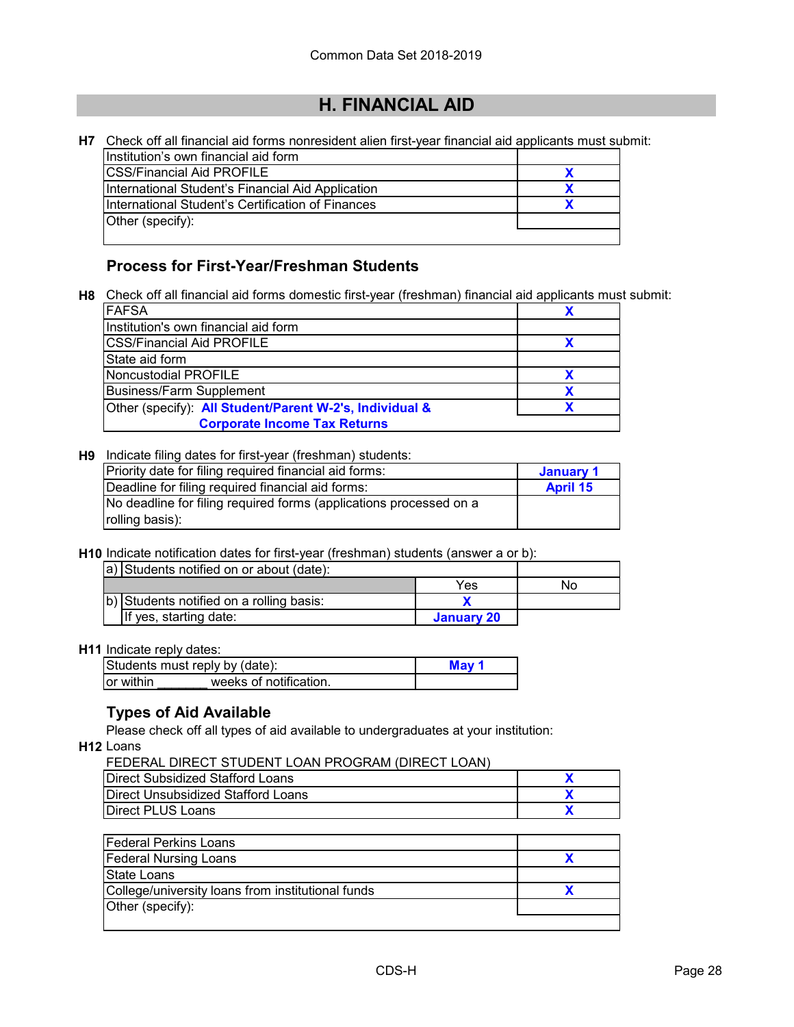Common Data Set 2018-2019

# H. FINANCIAL AID

**H7** Check off all financial aid forms nonresident alien first-year financial aid applicants must submit:

| | |
|---|---|
| Institution's own financial aid form | |
| CSS/Financial Aid PROFILE | X |
| International Student's Financial Aid Application | X |
| International Student's Certification of Finances | X |
| Other (specify): | |

## Process for First-Year/Freshman Students

**H8** Check off all financial aid forms domestic first-year (freshman) financial aid applicants must submit:

| | |
|---|---|
| FAFSA | X |
| Institution's own financial aid form | |
| CSS/Financial Aid PROFILE | X |
| State aid form | |
| Noncustodial PROFILE | X |
| Business/Farm Supplement | X |
| Other (specify): **All Student/Parent W-2's, Individual & Corporate Income Tax Returns** | X |

**H9** Indicate filing dates for first-year (freshman) students:

| | |
|---|---|
| Priority date for filing required financial aid forms: | January 1 |
| Deadline for filing required financial aid forms: | April 15 |
| No deadline for filing required forms (applications processed on a rolling basis): | |

**H10** Indicate notification dates for first-year (freshman) students (answer a or b):

| | | |
|---|---|---|
| a) Students notified on or about (date): | | |
| | Yes | No |
| b) Students notified on a rolling basis: | X | |
| If yes, starting date: | January 20 | |

**H11** Indicate reply dates:

| | |
|---|---|
| Students must reply by (date): | May 1 |
| or within _______ weeks of notification. | |

## Types of Aid Available

Please check off all types of aid available to undergraduates at your institution:

**H12** Loans

FEDERAL DIRECT STUDENT LOAN PROGRAM (DIRECT LOAN)

| | |
|---|---|
| Direct Subsidized Stafford Loans | X |
| Direct Unsubsidized Stafford Loans | X |
| Direct PLUS Loans | X |

| | |
|---|---|
| Federal Perkins Loans | |
| Federal Nursing Loans | X |
| State Loans | |
| College/university loans from institutional funds | X |
| Other (specify): | |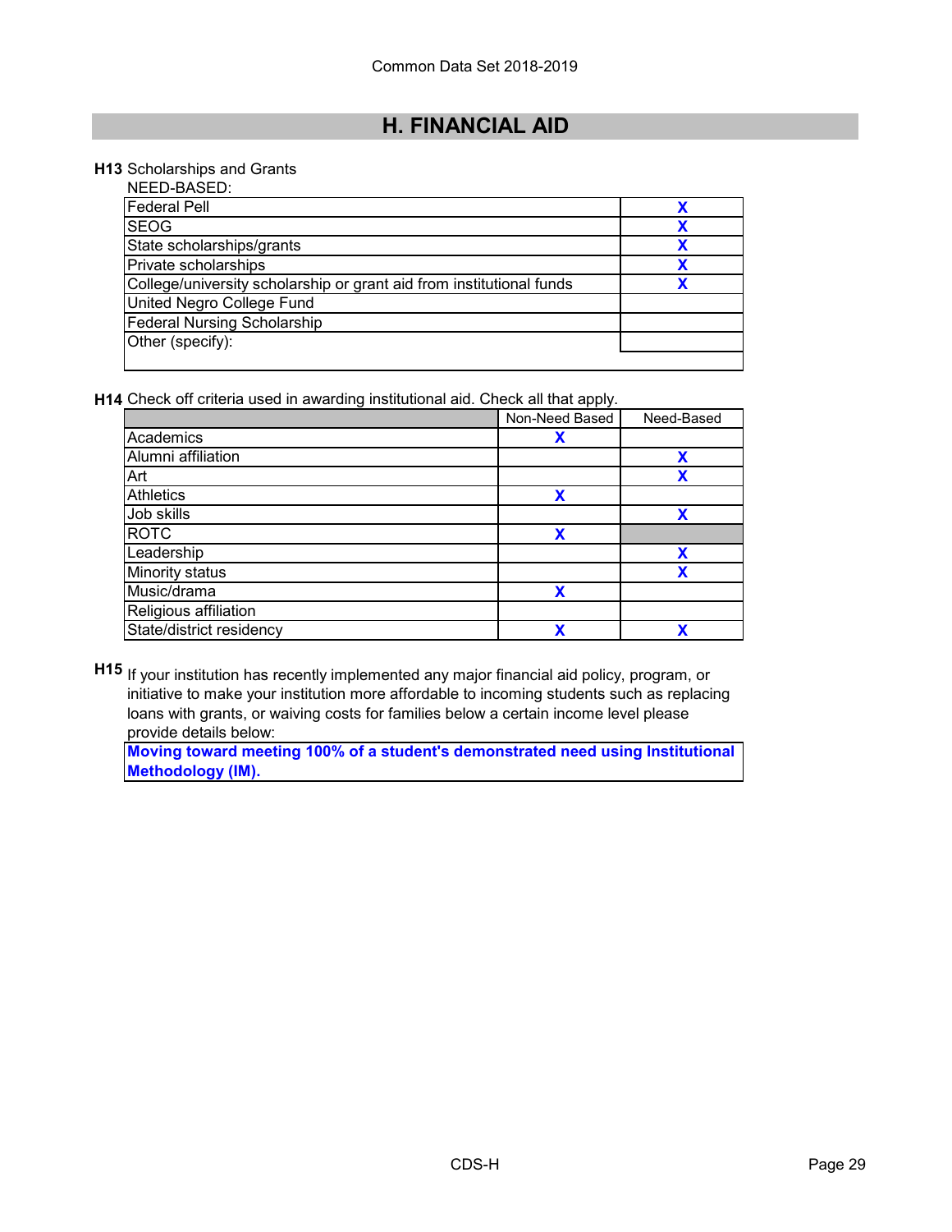# H. FINANCIAL AID

**H13** Scholarships and Grants

NEED-BASED:

| | |
|---|---|
| Federal Pell | X |
| SEOG | X |
| State scholarships/grants | X |
| Private scholarships | X |
| College/university scholarship or grant aid from institutional funds | X |
| United Negro College Fund | |
| Federal Nursing Scholarship | |
| Other (specify): | |

**H14** Check off criteria used in awarding institutional aid. Check all that apply.

| | Non-Need Based | Need-Based |
|---|---|---|
| Academics | X | |
| Alumni affiliation | | X |
| Art | | X |
| Athletics | X | |
| Job skills | | X |
| ROTC | X | |
| Leadership | | X |
| Minority status | | X |
| Music/drama | X | |
| Religious affiliation | | |
| State/district residency | X | X |

**H15** If your institution has recently implemented any major financial aid policy, program, or initiative to make your institution more affordable to incoming students such as replacing loans with grants, or waiving costs for families below a certain income level please provide details below:

**Moving toward meeting 100% of a student's demonstrated need using Institutional Methodology (IM).**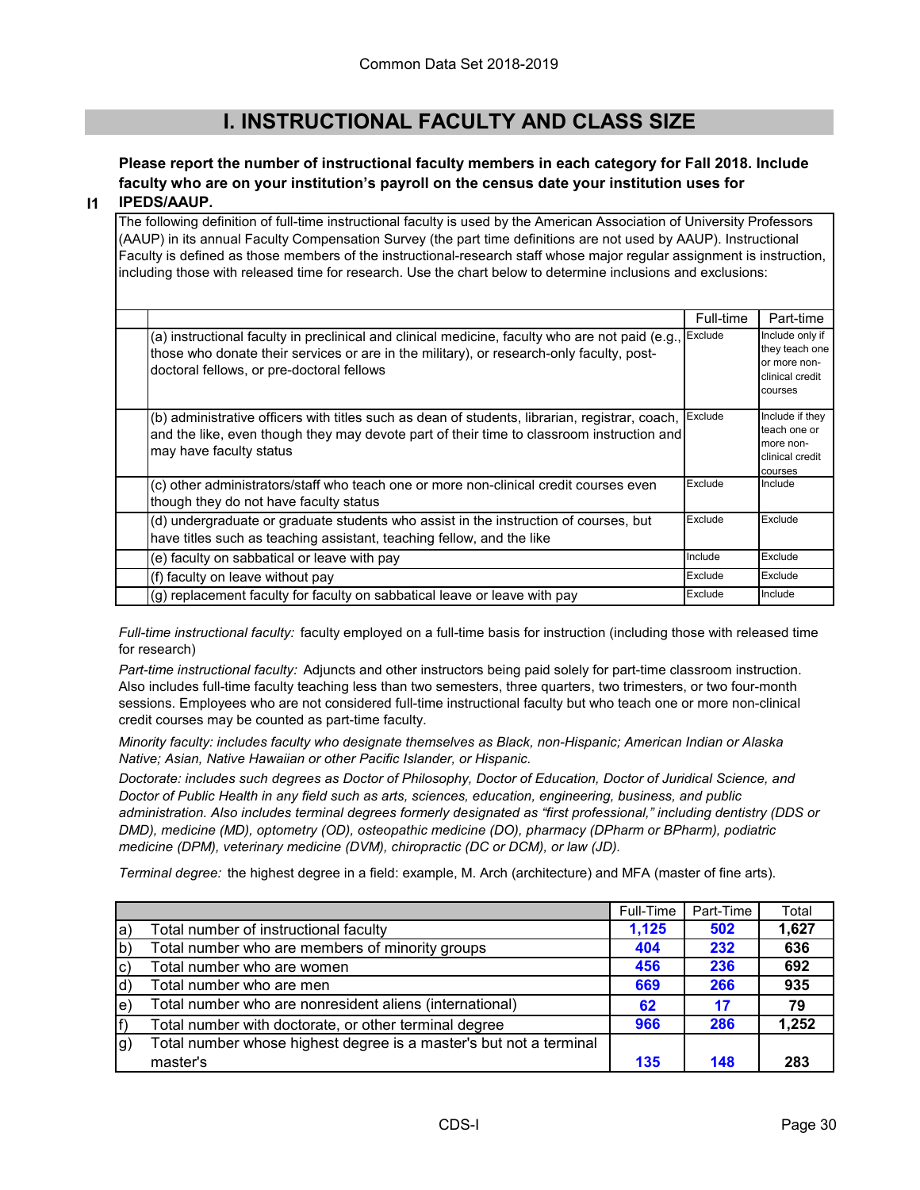# I. INSTRUCTIONAL FACULTY AND CLASS SIZE

**I1** **Please report the number of instructional faculty members in each category for Fall 2018. Include faculty who are on your institution's payroll on the census date your institution uses for IPEDS/AAUP.**

The following definition of full-time instructional faculty is used by the American Association of University Professors (AAUP) in its annual Faculty Compensation Survey (the part time definitions are not used by AAUP). Instructional Faculty is defined as those members of the instructional-research staff whose major regular assignment is instruction, including those with released time for research. Use the chart below to determine inclusions and exclusions:

| | Full-time | Part-time |
|---|---|---|
| (a) instructional faculty in preclinical and clinical medicine, faculty who are not paid (e.g., those who donate their services or are in the military), or research-only faculty, post-doctoral fellows, or pre-doctoral fellows | Exclude | Include only if they teach one or more non-clinical credit courses |
| (b) administrative officers with titles such as dean of students, librarian, registrar, coach, and the like, even though they may devote part of their time to classroom instruction and may have faculty status | Exclude | Include if they teach one or more non-clinical credit courses |
| (c) other administrators/staff who teach one or more non-clinical credit courses even though they do not have faculty status | Exclude | Include |
| (d) undergraduate or graduate students who assist in the instruction of courses, but have titles such as teaching assistant, teaching fellow, and the like | Exclude | Exclude |
| (e) faculty on sabbatical or leave with pay | Include | Exclude |
| (f) faculty on leave without pay | Exclude | Exclude |
| (g) replacement faculty for faculty on sabbatical leave or leave with pay | Exclude | Include |

*Full-time instructional faculty:* faculty employed on a full-time basis for instruction (including those with released time for research)

*Part-time instructional faculty:* Adjuncts and other instructors being paid solely for part-time classroom instruction. Also includes full-time faculty teaching less than two semesters, three quarters, two trimesters, or two four-month sessions. Employees who are not considered full-time instructional faculty but who teach one or more non-clinical credit courses may be counted as part-time faculty.

*Minority faculty: includes faculty who designate themselves as Black, non-Hispanic; American Indian or Alaska Native; Asian, Native Hawaiian or other Pacific Islander, or Hispanic.*

*Doctorate: includes such degrees as Doctor of Philosophy, Doctor of Education, Doctor of Juridical Science, and Doctor of Public Health in any field such as arts, sciences, education, engineering, business, and public administration. Also includes terminal degrees formerly designated as "first professional," including dentistry (DDS or DMD), medicine (MD), optometry (OD), osteopathic medicine (DO), pharmacy (DPharm or BPharm), podiatric medicine (DPM), veterinary medicine (DVM), chiropractic (DC or DCM), or law (JD).*

*Terminal degree:* the highest degree in a field: example, M. Arch (architecture) and MFA (master of fine arts).

| | | Full-Time | Part-Time | Total |
|---|---|---|---|---|
| a) | Total number of instructional faculty | 1,125 | 502 | 1,627 |
| b) | Total number who are members of minority groups | 404 | 232 | 636 |
| c) | Total number who are women | 456 | 236 | 692 |
| d) | Total number who are men | 669 | 266 | 935 |
| e) | Total number who are nonresident aliens (international) | 62 | 17 | 79 |
| f) | Total number with doctorate, or other terminal degree | 966 | 286 | 1,252 |
| g) | Total number whose highest degree is a master's but not a terminal master's | 135 | 148 | 283 |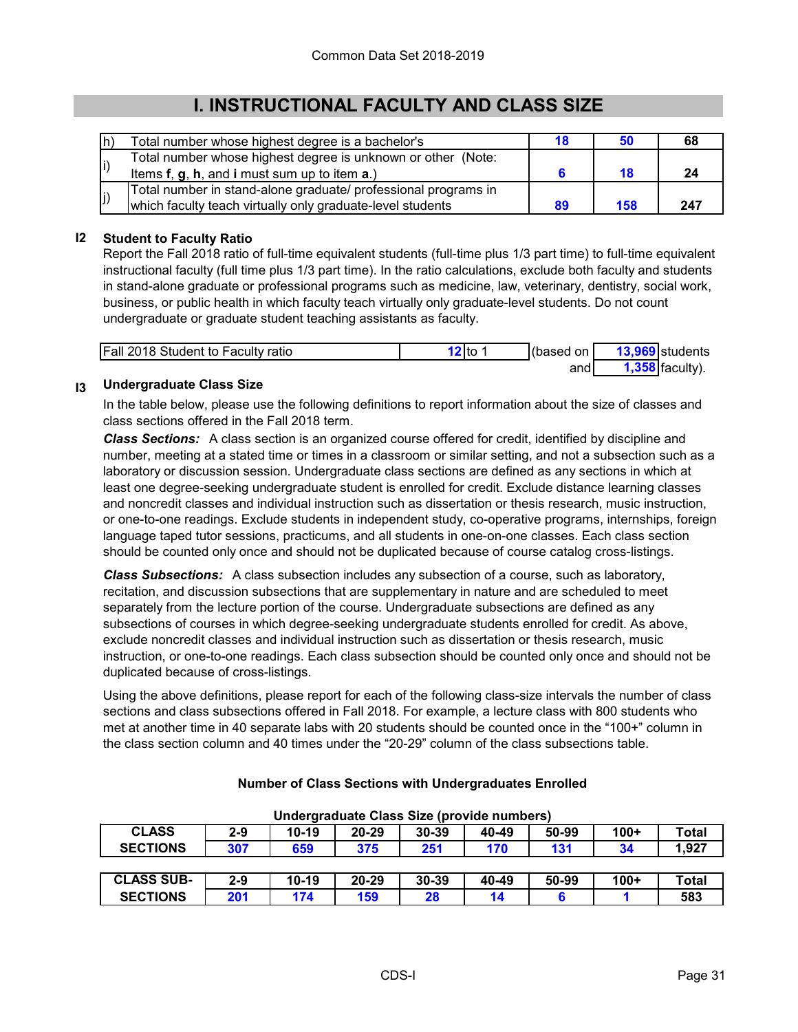# I. INSTRUCTIONAL FACULTY AND CLASS SIZE

| | | | | |
|---|---|---|---|---|
| h) | Total number whose highest degree is a bachelor's | 18 | 50 | 68 |
| i) | Total number whose highest degree is unknown or other (Note: Items **f**, **g**, **h**, and **i** must sum up to item **a**.) | 6 | 18 | 24 |
| j) | Total number in stand-alone graduate/ professional programs in which faculty teach virtually only graduate-level students | 89 | 158 | 247 |

**I2 Student to Faculty Ratio**

Report the Fall 2018 ratio of full-time equivalent students (full-time plus 1/3 part time) to full-time equivalent instructional faculty (full time plus 1/3 part time). In the ratio calculations, exclude both faculty and students in stand-alone graduate or professional programs such as medicine, law, veterinary, dentistry, social work, business, or public health in which faculty teach virtually only graduate-level students. Do not count undergraduate or graduate student teaching assistants as faculty.

| Fall 2018 Student to Faculty ratio | 12 | to 1 | (based on | 13,969 | students |
|---|---|---|---|---|---|
| | | | and | 1,358 | faculty). |

**I3 Undergraduate Class Size**

In the table below, please use the following definitions to report information about the size of classes and class sections offered in the Fall 2018 term.

***Class Sections:*** A class section is an organized course offered for credit, identified by discipline and number, meeting at a stated time or times in a classroom or similar setting, and not a subsection such as a laboratory or discussion session. Undergraduate class sections are defined as any sections in which at least one degree-seeking undergraduate student is enrolled for credit. Exclude distance learning classes and noncredit classes and individual instruction such as dissertation or thesis research, music instruction, or one-to-one readings. Exclude students in independent study, co-operative programs, internships, foreign language taped tutor sessions, practicums, and all students in one-on-one classes. Each class section should be counted only once and should not be duplicated because of course catalog cross-listings.

***Class Subsections:*** A class subsection includes any subsection of a course, such as laboratory, recitation, and discussion subsections that are supplementary in nature and are scheduled to meet separately from the lecture portion of the course. Undergraduate subsections are defined as any subsections of courses in which degree-seeking undergraduate students enrolled for credit. As above, exclude noncredit classes and individual instruction such as dissertation or thesis research, music instruction, or one-to-one readings. Each class subsection should be counted only once and should not be duplicated because of cross-listings.

Using the above definitions, please report for each of the following class-size intervals the number of class sections and class subsections offered in Fall 2018. For example, a lecture class with 800 students who met at another time in 40 separate labs with 20 students should be counted once in the "100+" column in the class section column and 40 times under the "20-29" column of the class subsections table.

**Number of Class Sections with Undergraduates Enrolled**

**Undergraduate Class Size (provide numbers)**

| CLASS SECTIONS | 2-9 | 10-19 | 20-29 | 30-39 | 40-49 | 50-99 | 100+ | Total |
|---|---|---|---|---|---|---|---|---|
| | 307 | 659 | 375 | 251 | 170 | 131 | 34 | 1,927 |

| CLASS SUB-SECTIONS | 2-9 | 10-19 | 20-29 | 30-39 | 40-49 | 50-99 | 100+ | Total |
|---|---|---|---|---|---|---|---|---|
| | 201 | 174 | 159 | 28 | 14 | 6 | 1 | 583 |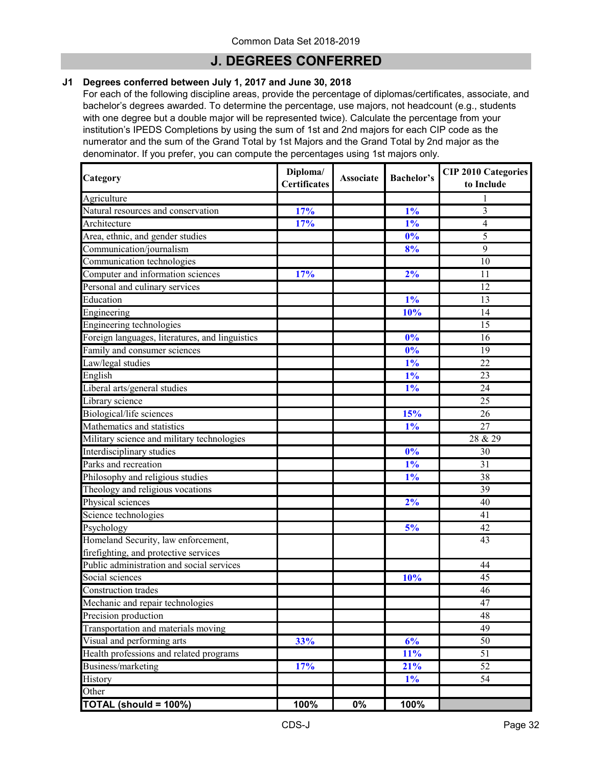Common Data Set 2018-2019

# J. DEGREES CONFERRED

**J1 Degrees conferred between July 1, 2017 and June 30, 2018**

For each of the following discipline areas, provide the percentage of diplomas/certificates, associate, and bachelor's degrees awarded. To determine the percentage, use majors, not headcount (e.g., students with one degree but a double major will be represented twice). Calculate the percentage from your institution's IPEDS Completions by using the sum of 1st and 2nd majors for each CIP code as the numerator and the sum of the Grand Total by 1st Majors and the Grand Total by 2nd major as the denominator. If you prefer, you can compute the percentages using 1st majors only.

| Category | Diploma/ Certificates | Associate | Bachelor's | CIP 2010 Categories to Include |
|---|---|---|---|---|
| Agriculture | | | | 1 |
| Natural resources and conservation | 17% | | 1% | 3 |
| Architecture | 17% | | 1% | 4 |
| Area, ethnic, and gender studies | | | 0% | 5 |
| Communication/journalism | | | 8% | 9 |
| Communication technologies | | | | 10 |
| Computer and information sciences | 17% | | 2% | 11 |
| Personal and culinary services | | | | 12 |
| Education | | | 1% | 13 |
| Engineering | | | 10% | 14 |
| Engineering technologies | | | | 15 |
| Foreign languages, literatures, and linguistics | | | 0% | 16 |
| Family and consumer sciences | | | 0% | 19 |
| Law/legal studies | | | 1% | 22 |
| English | | | 1% | 23 |
| Liberal arts/general studies | | | 1% | 24 |
| Library science | | | | 25 |
| Biological/life sciences | | | 15% | 26 |
| Mathematics and statistics | | | 1% | 27 |
| Military science and military technologies | | | | 28 & 29 |
| Interdisciplinary studies | | | 0% | 30 |
| Parks and recreation | | | 1% | 31 |
| Philosophy and religious studies | | | 1% | 38 |
| Theology and religious vocations | | | | 39 |
| Physical sciences | | | 2% | 40 |
| Science technologies | | | | 41 |
| Psychology | | | 5% | 42 |
| Homeland Security, law enforcement, firefighting, and protective services | | | | 43 |
| Public administration and social services | | | | 44 |
| Social sciences | | | 10% | 45 |
| Construction trades | | | | 46 |
| Mechanic and repair technologies | | | | 47 |
| Precision production | | | | 48 |
| Transportation and materials moving | | | | 49 |
| Visual and performing arts | 33% | | 6% | 50 |
| Health professions and related programs | | | 11% | 51 |
| Business/marketing | 17% | | 21% | 52 |
| History | | | 1% | 54 |
| Other | | | | |
| **TOTAL (should = 100%)** | **100%** | **0%** | **100%** | |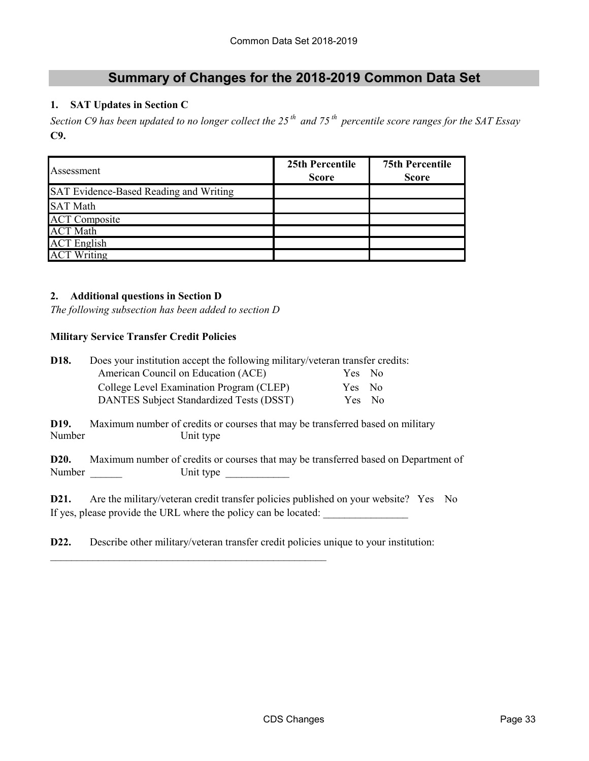## Summary of Changes for the 2018-2019 Common Data Set

### 1. SAT Updates in Section C

*Section C9 has been updated to no longer collect the 25th and 75th percentile score ranges for the SAT Essay*

**C9.**

| Assessment | 25th Percentile Score | 75th Percentile Score |
|---|---|---|
| SAT Evidence-Based Reading and Writing | | |
| SAT Math | | |
| ACT Composite | | |
| ACT Math | | |
| ACT English | | |
| ACT Writing | | |

### 2. Additional questions in Section D

*The following subsection has been added to section D*

**Military Service Transfer Credit Policies**

**D18.** Does your institution accept the following military/veteran transfer credits:

| | | |
|---|---|---|
| American Council on Education (ACE) | Yes | No |
| College Level Examination Program (CLEP) | Yes | No |
| DANTES Subject Standardized Tests (DSST) | Yes | No |

**D19.** Maximum number of credits or courses that may be transferred based on military
Number Unit type

**D20.** Maximum number of credits or courses that may be transferred based on Department of
Number ______ Unit type ____________

**D21.** Are the military/veteran credit transfer policies published on your website? Yes No
If yes, please provide the URL where the policy can be located: ________________

**D22.** Describe other military/veteran transfer credit policies unique to your institution:
_______________________________________________________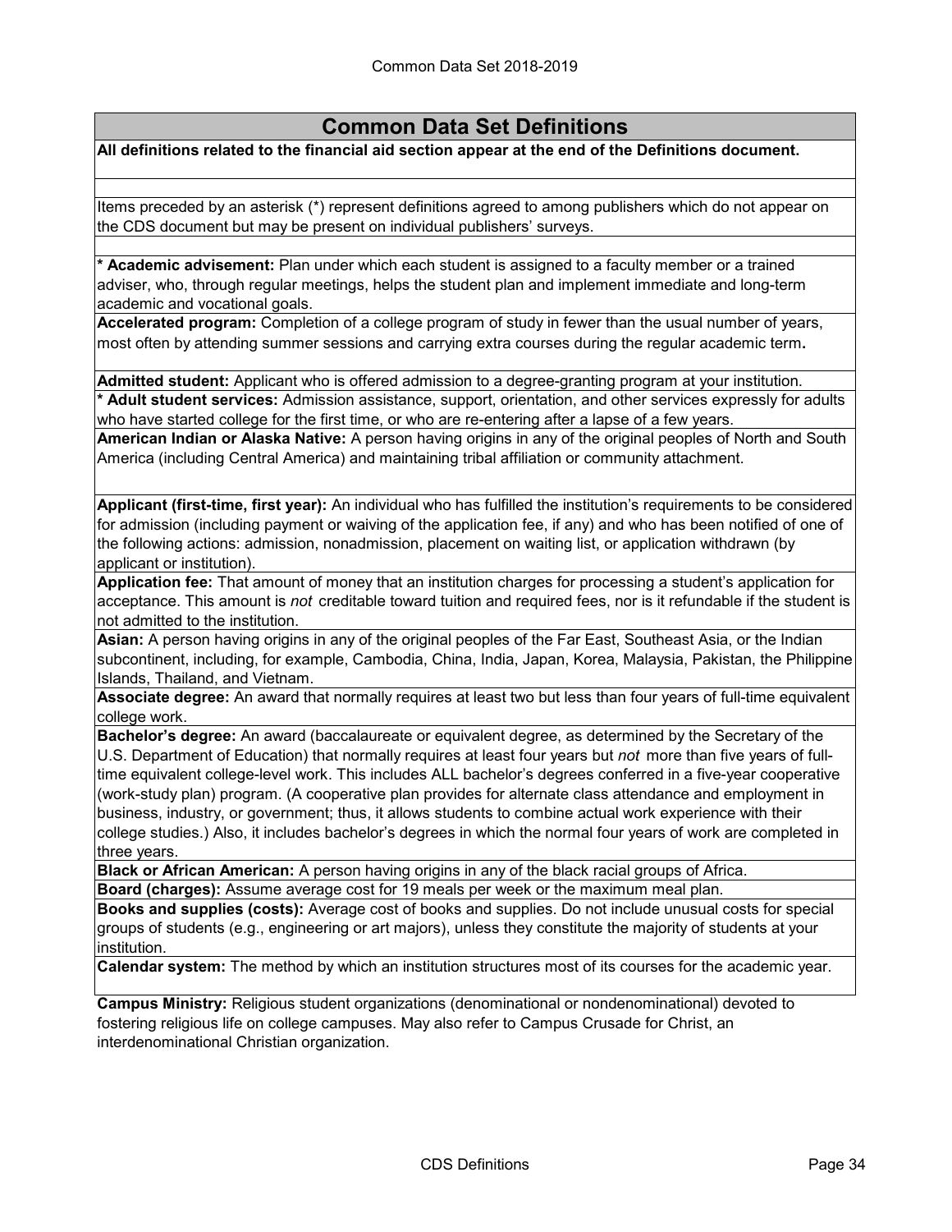## Common Data Set Definitions

**All definitions related to the financial aid section appear at the end of the Definitions document.**

Items preceded by an asterisk (*) represent definitions agreed to among publishers which do not appear on the CDS document but may be present on individual publishers' surveys.

**\* Academic advisement:** Plan under which each student is assigned to a faculty member or a trained adviser, who, through regular meetings, helps the student plan and implement immediate and long-term academic and vocational goals.

**Accelerated program:** Completion of a college program of study in fewer than the usual number of years, most often by attending summer sessions and carrying extra courses during the regular academic term**.**

**Admitted student:** Applicant who is offered admission to a degree-granting program at your institution.

**\* Adult student services:** Admission assistance, support, orientation, and other services expressly for adults who have started college for the first time, or who are re-entering after a lapse of a few years.

**American Indian or Alaska Native:** A person having origins in any of the original peoples of North and South America (including Central America) and maintaining tribal affiliation or community attachment.

**Applicant (first-time, first year):** An individual who has fulfilled the institution's requirements to be considered for admission (including payment or waiving of the application fee, if any) and who has been notified of one of the following actions: admission, nonadmission, placement on waiting list, or application withdrawn (by applicant or institution).

**Application fee:** That amount of money that an institution charges for processing a student's application for acceptance. This amount is *not* creditable toward tuition and required fees, nor is it refundable if the student is not admitted to the institution.

**Asian:** A person having origins in any of the original peoples of the Far East, Southeast Asia, or the Indian subcontinent, including, for example, Cambodia, China, India, Japan, Korea, Malaysia, Pakistan, the Philippine Islands, Thailand, and Vietnam.

**Associate degree:** An award that normally requires at least two but less than four years of full-time equivalent college work.

**Bachelor's degree:** An award (baccalaureate or equivalent degree, as determined by the Secretary of the U.S. Department of Education) that normally requires at least four years but *not* more than five years of full-time equivalent college-level work. This includes ALL bachelor's degrees conferred in a five-year cooperative (work-study plan) program. (A cooperative plan provides for alternate class attendance and employment in business, industry, or government; thus, it allows students to combine actual work experience with their college studies.) Also, it includes bachelor's degrees in which the normal four years of work are completed in three years.

**Black or African American:** A person having origins in any of the black racial groups of Africa.

**Board (charges):** Assume average cost for 19 meals per week or the maximum meal plan.

**Books and supplies (costs):** Average cost of books and supplies. Do not include unusual costs for special groups of students (e.g., engineering or art majors), unless they constitute the majority of students at your institution.

**Calendar system:** The method by which an institution structures most of its courses for the academic year.

**Campus Ministry:** Religious student organizations (denominational or nondenominational) devoted to fostering religious life on college campuses. May also refer to Campus Crusade for Christ, an interdenominational Christian organization.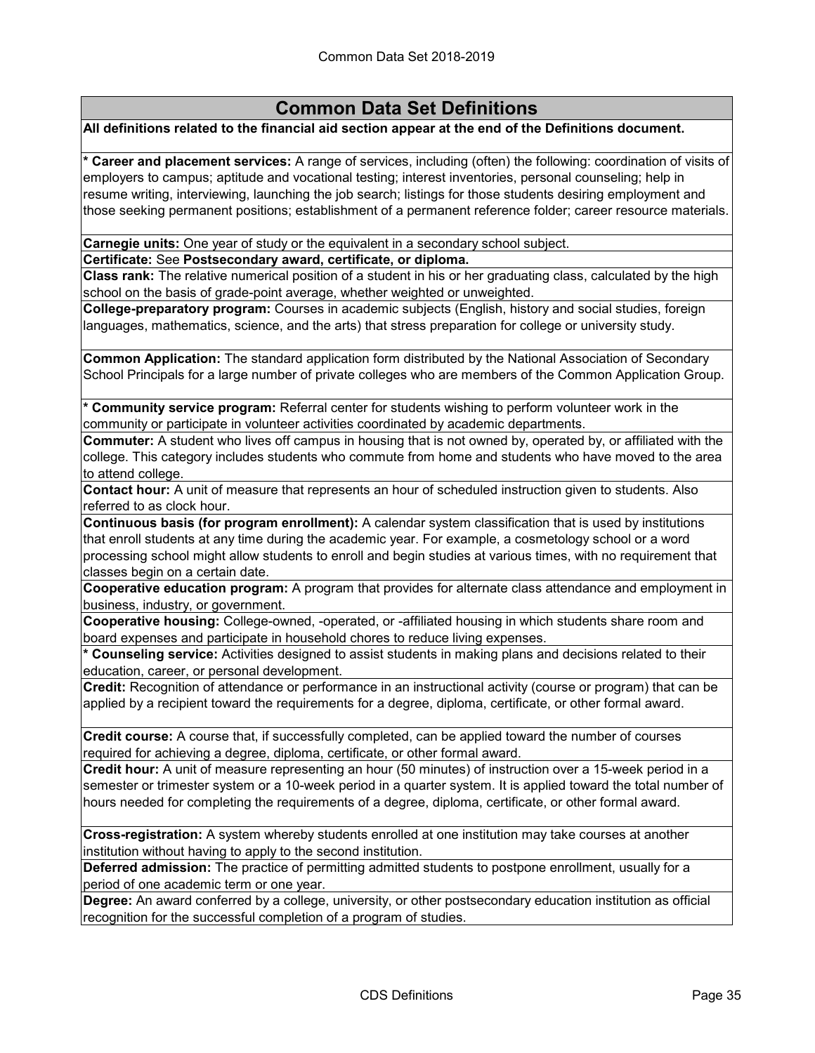## Common Data Set Definitions

**All definitions related to the financial aid section appear at the end of the Definitions document.**

**\* Career and placement services:** A range of services, including (often) the following: coordination of visits of employers to campus; aptitude and vocational testing; interest inventories, personal counseling; help in resume writing, interviewing, launching the job search; listings for those students desiring employment and those seeking permanent positions; establishment of a permanent reference folder; career resource materials.

**Carnegie units:** One year of study or the equivalent in a secondary school subject.

**Certificate:** See **Postsecondary award, certificate, or diploma.**

**Class rank:** The relative numerical position of a student in his or her graduating class, calculated by the high school on the basis of grade-point average, whether weighted or unweighted.

**College-preparatory program:** Courses in academic subjects (English, history and social studies, foreign languages, mathematics, science, and the arts) that stress preparation for college or university study.

**Common Application:** The standard application form distributed by the National Association of Secondary School Principals for a large number of private colleges who are members of the Common Application Group.

**\* Community service program:** Referral center for students wishing to perform volunteer work in the community or participate in volunteer activities coordinated by academic departments.

**Commuter:** A student who lives off campus in housing that is not owned by, operated by, or affiliated with the college. This category includes students who commute from home and students who have moved to the area to attend college.

**Contact hour:** A unit of measure that represents an hour of scheduled instruction given to students. Also referred to as clock hour.

**Continuous basis (for program enrollment):** A calendar system classification that is used by institutions that enroll students at any time during the academic year. For example, a cosmetology school or a word processing school might allow students to enroll and begin studies at various times, with no requirement that classes begin on a certain date.

**Cooperative education program:** A program that provides for alternate class attendance and employment in business, industry, or government.

**Cooperative housing:** College-owned, -operated, or -affiliated housing in which students share room and board expenses and participate in household chores to reduce living expenses.

**\* Counseling service:** Activities designed to assist students in making plans and decisions related to their education, career, or personal development.

**Credit:** Recognition of attendance or performance in an instructional activity (course or program) that can be applied by a recipient toward the requirements for a degree, diploma, certificate, or other formal award.

**Credit course:** A course that, if successfully completed, can be applied toward the number of courses required for achieving a degree, diploma, certificate, or other formal award.

**Credit hour:** A unit of measure representing an hour (50 minutes) of instruction over a 15-week period in a semester or trimester system or a 10-week period in a quarter system. It is applied toward the total number of hours needed for completing the requirements of a degree, diploma, certificate, or other formal award.

**Cross-registration:** A system whereby students enrolled at one institution may take courses at another institution without having to apply to the second institution.

**Deferred admission:** The practice of permitting admitted students to postpone enrollment, usually for a period of one academic term or one year.

**Degree:** An award conferred by a college, university, or other postsecondary education institution as official recognition for the successful completion of a program of studies.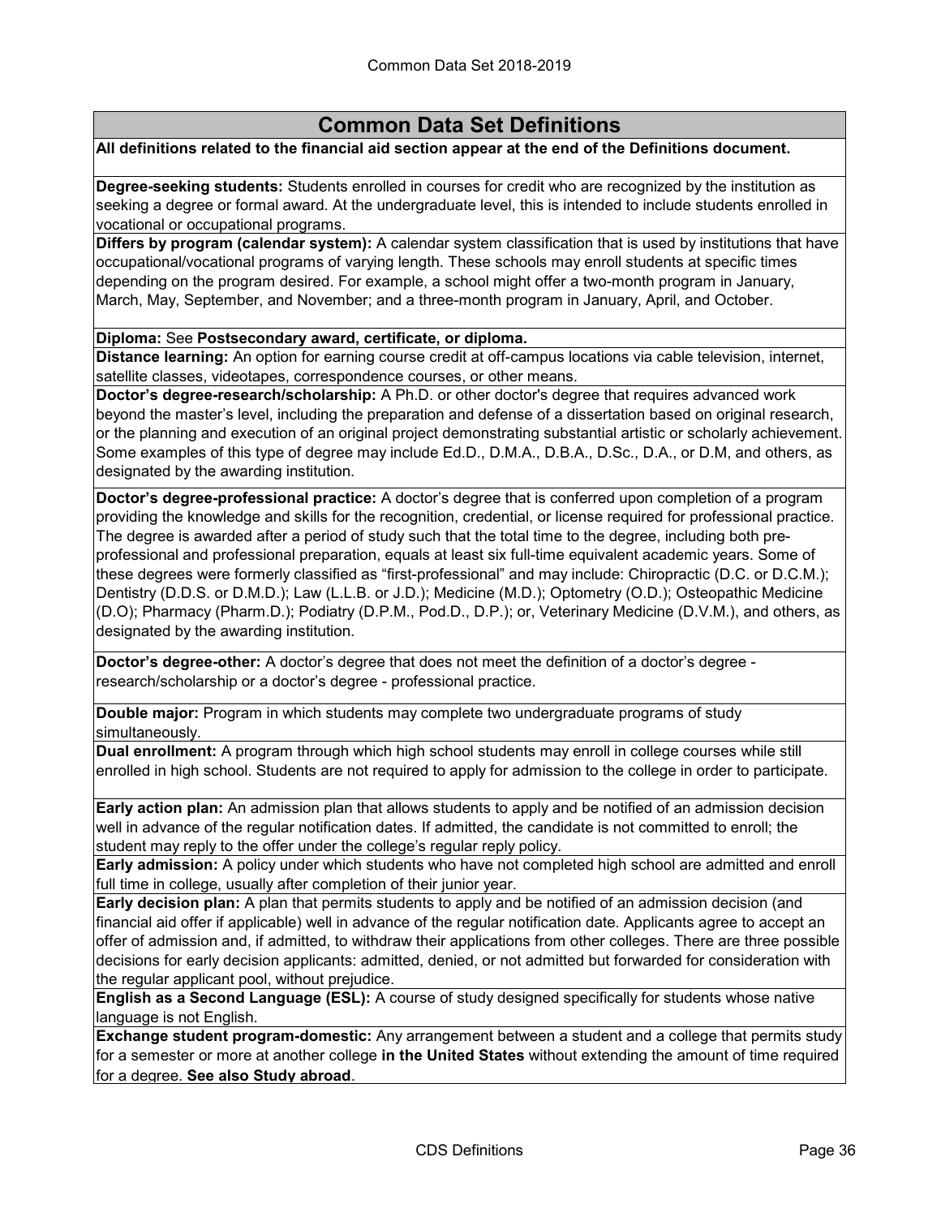## Common Data Set Definitions

**All definitions related to the financial aid section appear at the end of the Definitions document.**

**Degree-seeking students:** Students enrolled in courses for credit who are recognized by the institution as seeking a degree or formal award. At the undergraduate level, this is intended to include students enrolled in vocational or occupational programs.

**Differs by program (calendar system):** A calendar system classification that is used by institutions that have occupational/vocational programs of varying length. These schools may enroll students at specific times depending on the program desired. For example, a school might offer a two-month program in January, March, May, September, and November; and a three-month program in January, April, and October.

**Diploma:** See **Postsecondary award, certificate, or diploma.**

**Distance learning:** An option for earning course credit at off-campus locations via cable television, internet, satellite classes, videotapes, correspondence courses, or other means.

**Doctor's degree-research/scholarship:** A Ph.D. or other doctor's degree that requires advanced work beyond the master's level, including the preparation and defense of a dissertation based on original research, or the planning and execution of an original project demonstrating substantial artistic or scholarly achievement. Some examples of this type of degree may include Ed.D., D.M.A., D.B.A., D.Sc., D.A., or D.M, and others, as designated by the awarding institution.

**Doctor's degree-professional practice:** A doctor's degree that is conferred upon completion of a program providing the knowledge and skills for the recognition, credential, or license required for professional practice. The degree is awarded after a period of study such that the total time to the degree, including both pre-professional and professional preparation, equals at least six full-time equivalent academic years. Some of these degrees were formerly classified as "first-professional" and may include: Chiropractic (D.C. or D.C.M.); Dentistry (D.D.S. or D.M.D.); Law (L.L.B. or J.D.); Medicine (M.D.); Optometry (O.D.); Osteopathic Medicine (D.O); Pharmacy (Pharm.D.); Podiatry (D.P.M., Pod.D., D.P.); or, Veterinary Medicine (D.V.M.), and others, as designated by the awarding institution.

**Doctor's degree-other:** A doctor's degree that does not meet the definition of a doctor's degree - research/scholarship or a doctor's degree - professional practice.

**Double major:** Program in which students may complete two undergraduate programs of study simultaneously.

**Dual enrollment:** A program through which high school students may enroll in college courses while still enrolled in high school. Students are not required to apply for admission to the college in order to participate.

**Early action plan:** An admission plan that allows students to apply and be notified of an admission decision well in advance of the regular notification dates. If admitted, the candidate is not committed to enroll; the student may reply to the offer under the college's regular reply policy.

**Early admission:** A policy under which students who have not completed high school are admitted and enroll full time in college, usually after completion of their junior year.

**Early decision plan:** A plan that permits students to apply and be notified of an admission decision (and financial aid offer if applicable) well in advance of the regular notification date. Applicants agree to accept an offer of admission and, if admitted, to withdraw their applications from other colleges. There are three possible decisions for early decision applicants: admitted, denied, or not admitted but forwarded for consideration with the regular applicant pool, without prejudice.

**English as a Second Language (ESL):** A course of study designed specifically for students whose native language is not English.

**Exchange student program-domestic:** Any arrangement between a student and a college that permits study for a semester or more at another college **in the United States** without extending the amount of time required for a degree. **See also Study abroad**.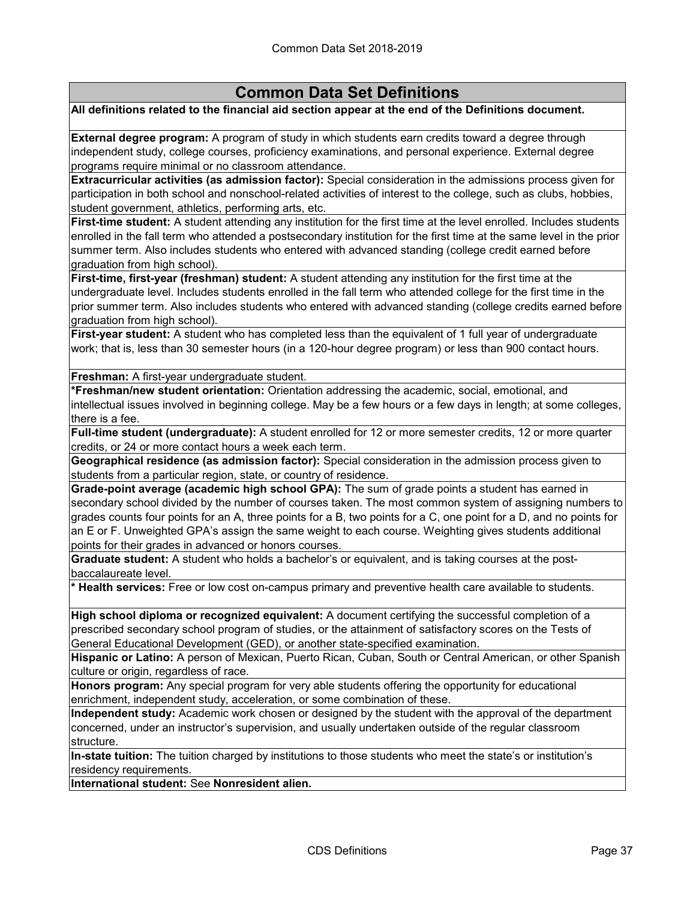# Common Data Set Definitions

**All definitions related to the financial aid section appear at the end of the Definitions document.**

**External degree program:** A program of study in which students earn credits toward a degree through independent study, college courses, proficiency examinations, and personal experience. External degree programs require minimal or no classroom attendance.

**Extracurricular activities (as admission factor):** Special consideration in the admissions process given for participation in both school and nonschool-related activities of interest to the college, such as clubs, hobbies, student government, athletics, performing arts, etc.

**First-time student:** A student attending any institution for the first time at the level enrolled. Includes students enrolled in the fall term who attended a postsecondary institution for the first time at the same level in the prior summer term. Also includes students who entered with advanced standing (college credit earned before graduation from high school).

**First-time, first-year (freshman) student:** A student attending any institution for the first time at the undergraduate level. Includes students enrolled in the fall term who attended college for the first time in the prior summer term. Also includes students who entered with advanced standing (college credits earned before graduation from high school).

**First-year student:** A student who has completed less than the equivalent of 1 full year of undergraduate work; that is, less than 30 semester hours (in a 120-hour degree program) or less than 900 contact hours.

**Freshman:** A first-year undergraduate student.

**\*Freshman/new student orientation:** Orientation addressing the academic, social, emotional, and intellectual issues involved in beginning college. May be a few hours or a few days in length; at some colleges, there is a fee.

**Full-time student (undergraduate):** A student enrolled for 12 or more semester credits, 12 or more quarter credits, or 24 or more contact hours a week each term.

**Geographical residence (as admission factor):** Special consideration in the admission process given to students from a particular region, state, or country of residence.

**Grade-point average (academic high school GPA):** The sum of grade points a student has earned in secondary school divided by the number of courses taken. The most common system of assigning numbers to grades counts four points for an A, three points for a B, two points for a C, one point for a D, and no points for an E or F. Unweighted GPA's assign the same weight to each course. Weighting gives students additional points for their grades in advanced or honors courses.

**Graduate student:** A student who holds a bachelor's or equivalent, and is taking courses at the post-baccalaureate level.

**\* Health services:** Free or low cost on-campus primary and preventive health care available to students.

**High school diploma or recognized equivalent:** A document certifying the successful completion of a prescribed secondary school program of studies, or the attainment of satisfactory scores on the Tests of General Educational Development (GED), or another state-specified examination.

**Hispanic or Latino:** A person of Mexican, Puerto Rican, Cuban, South or Central American, or other Spanish culture or origin, regardless of race.

**Honors program:** Any special program for very able students offering the opportunity for educational enrichment, independent study, acceleration, or some combination of these.

**Independent study:** Academic work chosen or designed by the student with the approval of the department concerned, under an instructor's supervision, and usually undertaken outside of the regular classroom structure.

**In-state tuition:** The tuition charged by institutions to those students who meet the state's or institution's residency requirements.

**International student:** See **Nonresident alien.**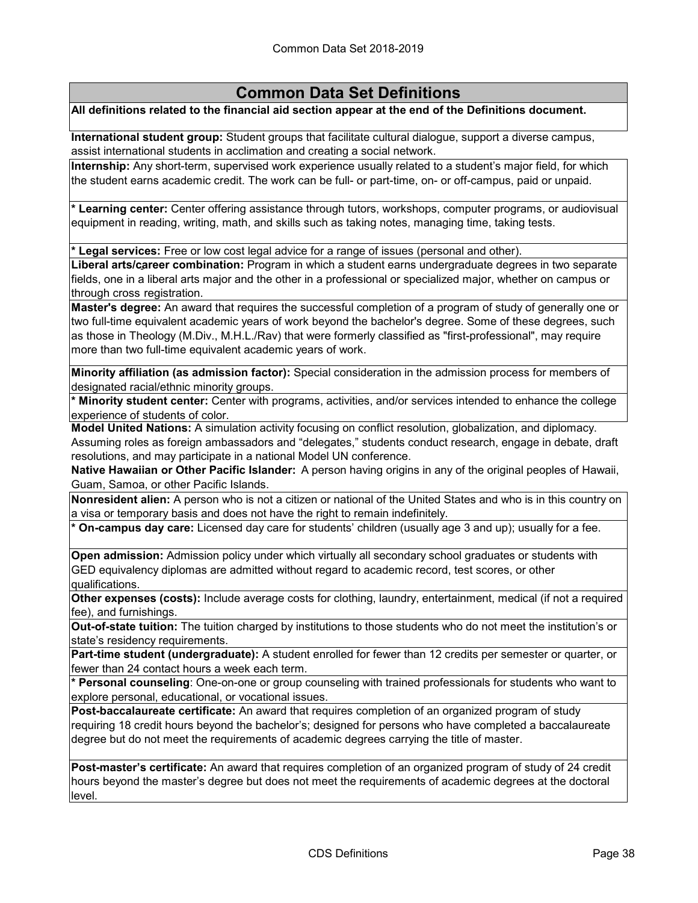## Common Data Set Definitions

**All definitions related to the financial aid section appear at the end of the Definitions document.**

**International student group:** Student groups that facilitate cultural dialogue, support a diverse campus, assist international students in acclimation and creating a social network.

**Internship:** Any short-term, supervised work experience usually related to a student's major field, for which the student earns academic credit. The work can be full- or part-time, on- or off-campus, paid or unpaid.

**\* Learning center:** Center offering assistance through tutors, workshops, computer programs, or audiovisual equipment in reading, writing, math, and skills such as taking notes, managing time, taking tests.

**\* Legal services:** Free or low cost legal advice for a range of issues (personal and other).

**Liberal arts/career combination:** Program in which a student earns undergraduate degrees in two separate fields, one in a liberal arts major and the other in a professional or specialized major, whether on campus or through cross registration.

**Master's degree:** An award that requires the successful completion of a program of study of generally one or two full-time equivalent academic years of work beyond the bachelor's degree. Some of these degrees, such as those in Theology (M.Div., M.H.L./Rav) that were formerly classified as "first-professional", may require more than two full-time equivalent academic years of work.

**Minority affiliation (as admission factor):** Special consideration in the admission process for members of designated racial/ethnic minority groups.

**\* Minority student center:** Center with programs, activities, and/or services intended to enhance the college experience of students of color.

**Model United Nations:** A simulation activity focusing on conflict resolution, globalization, and diplomacy. Assuming roles as foreign ambassadors and "delegates," students conduct research, engage in debate, draft resolutions, and may participate in a national Model UN conference.

**Native Hawaiian or Other Pacific Islander:** A person having origins in any of the original peoples of Hawaii, Guam, Samoa, or other Pacific Islands.

**Nonresident alien:** A person who is not a citizen or national of the United States and who is in this country on a visa or temporary basis and does not have the right to remain indefinitely.

**\* On-campus day care:** Licensed day care for students' children (usually age 3 and up); usually for a fee.

**Open admission:** Admission policy under which virtually all secondary school graduates or students with GED equivalency diplomas are admitted without regard to academic record, test scores, or other qualifications.

**Other expenses (costs):** Include average costs for clothing, laundry, entertainment, medical (if not a required fee), and furnishings.

**Out-of-state tuition:** The tuition charged by institutions to those students who do not meet the institution's or state's residency requirements.

**Part-time student (undergraduate):** A student enrolled for fewer than 12 credits per semester or quarter, or fewer than 24 contact hours a week each term.

**\* Personal counseling**: One-on-one or group counseling with trained professionals for students who want to explore personal, educational, or vocational issues.

**Post-baccalaureate certificate:** An award that requires completion of an organized program of study requiring 18 credit hours beyond the bachelor's; designed for persons who have completed a baccalaureate degree but do not meet the requirements of academic degrees carrying the title of master.

**Post-master's certificate:** An award that requires completion of an organized program of study of 24 credit hours beyond the master's degree but does not meet the requirements of academic degrees at the doctoral level.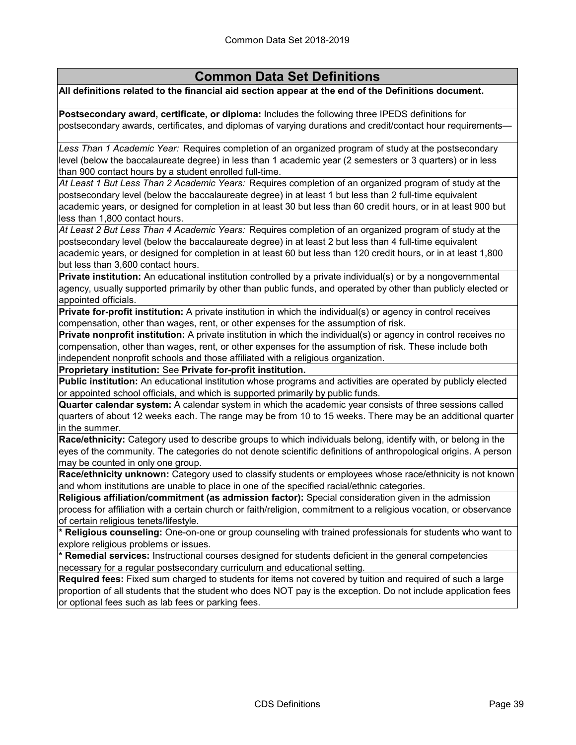## Common Data Set Definitions

**All definitions related to the financial aid section appear at the end of the Definitions document.**

**Postsecondary award, certificate, or diploma:** Includes the following three IPEDS definitions for postsecondary awards, certificates, and diplomas of varying durations and credit/contact hour requirements—

*Less Than 1 Academic Year:* Requires completion of an organized program of study at the postsecondary level (below the baccalaureate degree) in less than 1 academic year (2 semesters or 3 quarters) or in less than 900 contact hours by a student enrolled full-time.

*At Least 1 But Less Than 2 Academic Years:* Requires completion of an organized program of study at the postsecondary level (below the baccalaureate degree) in at least 1 but less than 2 full-time equivalent academic years, or designed for completion in at least 30 but less than 60 credit hours, or in at least 900 but less than 1,800 contact hours.

*At Least 2 But Less Than 4 Academic Years:* Requires completion of an organized program of study at the postsecondary level (below the baccalaureate degree) in at least 2 but less than 4 full-time equivalent academic years, or designed for completion in at least 60 but less than 120 credit hours, or in at least 1,800 but less than 3,600 contact hours.

**Private institution:** An educational institution controlled by a private individual(s) or by a nongovernmental agency, usually supported primarily by other than public funds, and operated by other than publicly elected or appointed officials.

**Private for-profit institution:** A private institution in which the individual(s) or agency in control receives compensation, other than wages, rent, or other expenses for the assumption of risk.

**Private nonprofit institution:** A private institution in which the individual(s) or agency in control receives no compensation, other than wages, rent, or other expenses for the assumption of risk. These include both independent nonprofit schools and those affiliated with a religious organization.

**Proprietary institution:** See **Private for-profit institution.**

**Public institution:** An educational institution whose programs and activities are operated by publicly elected or appointed school officials, and which is supported primarily by public funds.

**Quarter calendar system:** A calendar system in which the academic year consists of three sessions called quarters of about 12 weeks each. The range may be from 10 to 15 weeks. There may be an additional quarter in the summer.

**Race/ethnicity:** Category used to describe groups to which individuals belong, identify with, or belong in the eyes of the community. The categories do not denote scientific definitions of anthropological origins. A person may be counted in only one group.

**Race/ethnicity unknown:** Category used to classify students or employees whose race/ethnicity is not known and whom institutions are unable to place in one of the specified racial/ethnic categories.

**Religious affiliation/commitment (as admission factor):** Special consideration given in the admission process for affiliation with a certain church or faith/religion, commitment to a religious vocation, or observance of certain religious tenets/lifestyle.

**\* Religious counseling:** One-on-one or group counseling with trained professionals for students who want to explore religious problems or issues.

**\* Remedial services:** Instructional courses designed for students deficient in the general competencies necessary for a regular postsecondary curriculum and educational setting.

**Required fees:** Fixed sum charged to students for items not covered by tuition and required of such a large proportion of all students that the student who does NOT pay is the exception. Do not include application fees or optional fees such as lab fees or parking fees.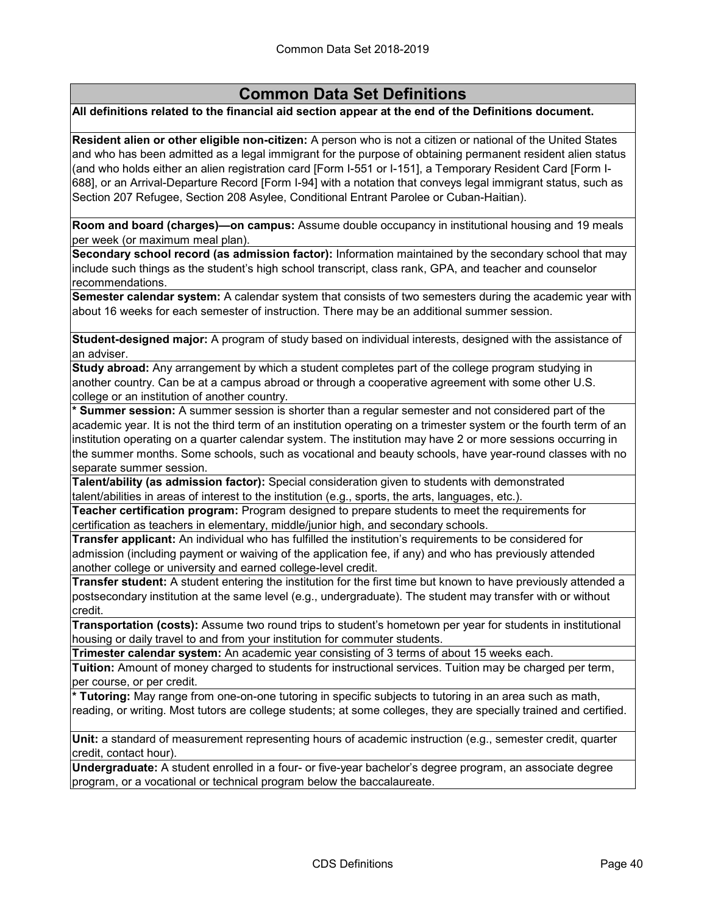## Common Data Set Definitions

**All definitions related to the financial aid section appear at the end of the Definitions document.**

**Resident alien or other eligible non-citizen:** A person who is not a citizen or national of the United States and who has been admitted as a legal immigrant for the purpose of obtaining permanent resident alien status (and who holds either an alien registration card [Form I-551 or I-151], a Temporary Resident Card [Form I-688], or an Arrival-Departure Record [Form I-94] with a notation that conveys legal immigrant status, such as Section 207 Refugee, Section 208 Asylee, Conditional Entrant Parolee or Cuban-Haitian).

**Room and board (charges)—on campus:** Assume double occupancy in institutional housing and 19 meals per week (or maximum meal plan).

**Secondary school record (as admission factor):** Information maintained by the secondary school that may include such things as the student's high school transcript, class rank, GPA, and teacher and counselor recommendations.

**Semester calendar system:** A calendar system that consists of two semesters during the academic year with about 16 weeks for each semester of instruction. There may be an additional summer session.

**Student-designed major:** A program of study based on individual interests, designed with the assistance of an adviser.

**Study abroad:** Any arrangement by which a student completes part of the college program studying in another country. Can be at a campus abroad or through a cooperative agreement with some other U.S. college or an institution of another country.

*** Summer session:** A summer session is shorter than a regular semester and not considered part of the academic year. It is not the third term of an institution operating on a trimester system or the fourth term of an institution operating on a quarter calendar system. The institution may have 2 or more sessions occurring in the summer months. Some schools, such as vocational and beauty schools, have year-round classes with no separate summer session.

**Talent/ability (as admission factor):** Special consideration given to students with demonstrated talent/abilities in areas of interest to the institution (e.g., sports, the arts, languages, etc.).

**Teacher certification program:** Program designed to prepare students to meet the requirements for certification as teachers in elementary, middle/junior high, and secondary schools.

**Transfer applicant:** An individual who has fulfilled the institution's requirements to be considered for admission (including payment or waiving of the application fee, if any) and who has previously attended another college or university and earned college-level credit.

**Transfer student:** A student entering the institution for the first time but known to have previously attended a postsecondary institution at the same level (e.g., undergraduate). The student may transfer with or without credit.

**Transportation (costs):** Assume two round trips to student's hometown per year for students in institutional housing or daily travel to and from your institution for commuter students.

**Trimester calendar system:** An academic year consisting of 3 terms of about 15 weeks each.

**Tuition:** Amount of money charged to students for instructional services. Tuition may be charged per term, per course, or per credit.

*** Tutoring:** May range from one-on-one tutoring in specific subjects to tutoring in an area such as math, reading, or writing. Most tutors are college students; at some colleges, they are specially trained and certified.

**Unit:** a standard of measurement representing hours of academic instruction (e.g., semester credit, quarter credit, contact hour).

**Undergraduate:** A student enrolled in a four- or five-year bachelor's degree program, an associate degree program, or a vocational or technical program below the baccalaureate.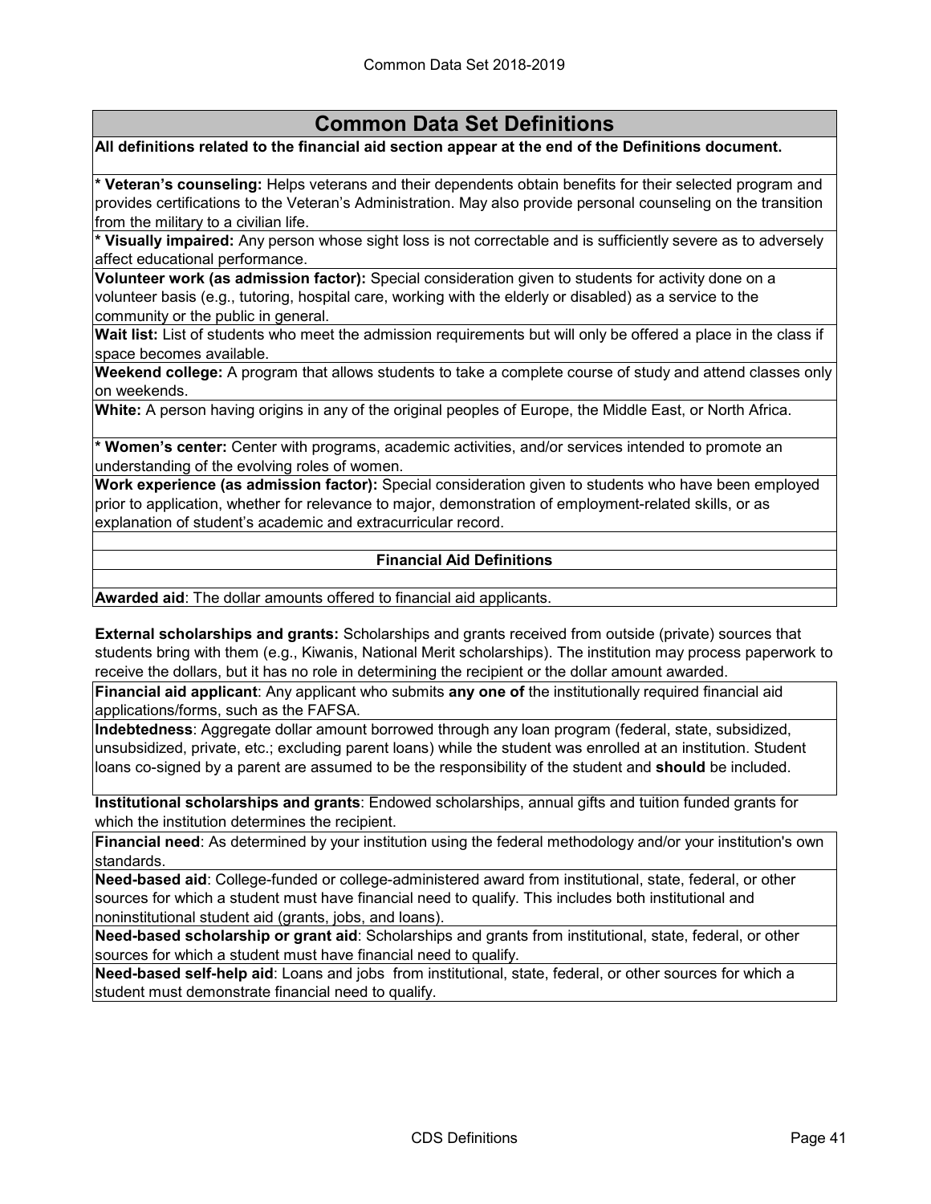## Common Data Set Definitions

**All definitions related to the financial aid section appear at the end of the Definitions document.**

**\* Veteran's counseling:** Helps veterans and their dependents obtain benefits for their selected program and provides certifications to the Veteran's Administration. May also provide personal counseling on the transition from the military to a civilian life.

**\* Visually impaired:** Any person whose sight loss is not correctable and is sufficiently severe as to adversely affect educational performance.

**Volunteer work (as admission factor):** Special consideration given to students for activity done on a volunteer basis (e.g., tutoring, hospital care, working with the elderly or disabled) as a service to the community or the public in general.

**Wait list:** List of students who meet the admission requirements but will only be offered a place in the class if space becomes available.

**Weekend college:** A program that allows students to take a complete course of study and attend classes only on weekends.

**White:** A person having origins in any of the original peoples of Europe, the Middle East, or North Africa.

**\* Women's center:** Center with programs, academic activities, and/or services intended to promote an understanding of the evolving roles of women.

**Work experience (as admission factor):** Special consideration given to students who have been employed prior to application, whether for relevance to major, demonstration of employment-related skills, or as explanation of student's academic and extracurricular record.

### Financial Aid Definitions

**Awarded aid**: The dollar amounts offered to financial aid applicants.

**External scholarships and grants:** Scholarships and grants received from outside (private) sources that students bring with them (e.g., Kiwanis, National Merit scholarships). The institution may process paperwork to receive the dollars, but it has no role in determining the recipient or the dollar amount awarded.

**Financial aid applicant**: Any applicant who submits **any one of** the institutionally required financial aid applications/forms, such as the FAFSA.

**Indebtedness**: Aggregate dollar amount borrowed through any loan program (federal, state, subsidized, unsubsidized, private, etc.; excluding parent loans) while the student was enrolled at an institution. Student loans co-signed by a parent are assumed to be the responsibility of the student and **should** be included.

**Institutional scholarships and grants**: Endowed scholarships, annual gifts and tuition funded grants for which the institution determines the recipient.

**Financial need**: As determined by your institution using the federal methodology and/or your institution's own standards.

**Need-based aid**: College-funded or college-administered award from institutional, state, federal, or other sources for which a student must have financial need to qualify. This includes both institutional and noninstitutional student aid (grants, jobs, and loans).

**Need-based scholarship or grant aid**: Scholarships and grants from institutional, state, federal, or other sources for which a student must have financial need to qualify.

**Need-based self-help aid**: Loans and jobs from institutional, state, federal, or other sources for which a student must demonstrate financial need to qualify.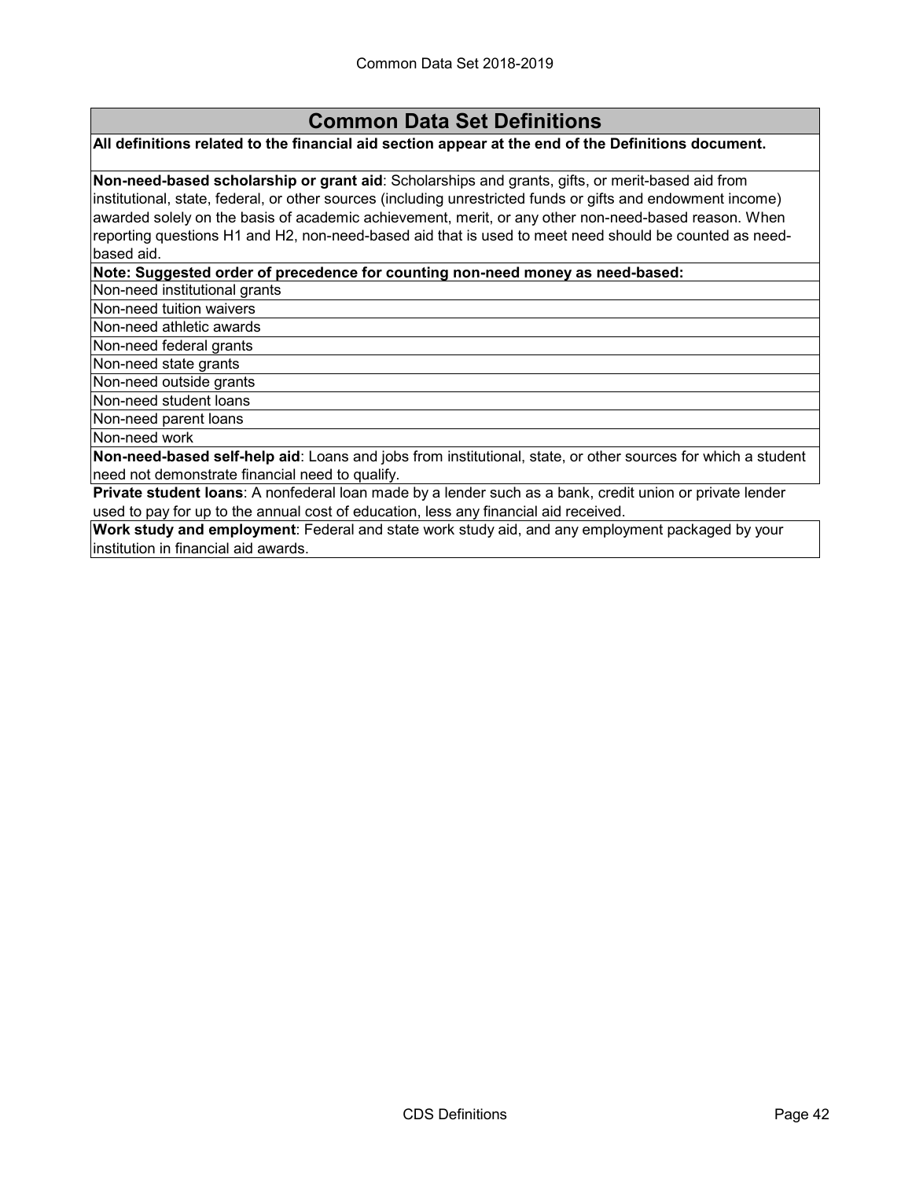## Common Data Set Definitions

**All definitions related to the financial aid section appear at the end of the Definitions document.**

**Non-need-based scholarship or grant aid**: Scholarships and grants, gifts, or merit-based aid from institutional, state, federal, or other sources (including unrestricted funds or gifts and endowment income) awarded solely on the basis of academic achievement, merit, or any other non-need-based reason. When reporting questions H1 and H2, non-need-based aid that is used to meet need should be counted as need-based aid.

**Note: Suggested order of precedence for counting non-need money as need-based:**

- Non-need institutional grants
- Non-need tuition waivers
- Non-need athletic awards
- Non-need federal grants
- Non-need state grants
- Non-need outside grants
- Non-need student loans
- Non-need parent loans
- Non-need work

**Non-need-based self-help aid**: Loans and jobs from institutional, state, or other sources for which a student need not demonstrate financial need to qualify.

**Private student loans**: A nonfederal loan made by a lender such as a bank, credit union or private lender used to pay for up to the annual cost of education, less any financial aid received.

**Work study and employment**: Federal and state work study aid, and any employment packaged by your institution in financial aid awards.